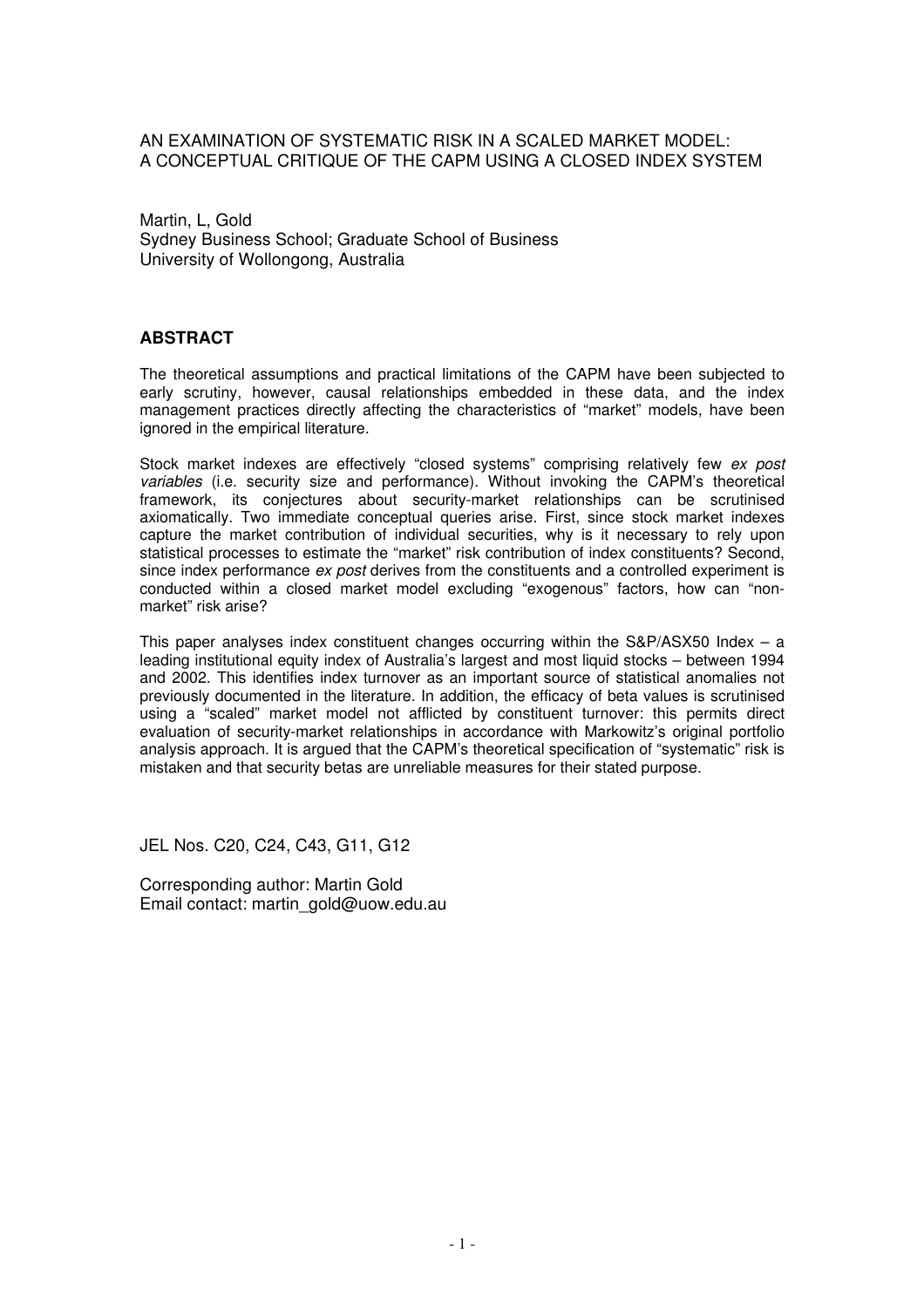# AN EXAMINATION OF SYSTEMATIC RISK IN A SCALED MARKET MODEL: A CONCEPTUAL CRITIQUE OF THE CAPM USING A CLOSED INDEX SYSTEM

Martin, L, Gold
Sydney Business School; Graduate School of Business
University of Wollongong, Australia

## ABSTRACT

The theoretical assumptions and practical limitations of the CAPM have been subjected to early scrutiny, however, causal relationships embedded in these data, and the index management practices directly affecting the characteristics of "market" models, have been ignored in the empirical literature.

Stock market indexes are effectively "closed systems" comprising relatively few *ex post variables* (i.e. security size and performance). Without invoking the CAPM's theoretical framework, its conjectures about security-market relationships can be scrutinised axiomatically. Two immediate conceptual queries arise. First, since stock market indexes capture the market contribution of individual securities, why is it necessary to rely upon statistical processes to estimate the "market" risk contribution of index constituents? Second, since index performance *ex post* derives from the constituents and a controlled experiment is conducted within a closed market model excluding "exogenous" factors, how can "non-market" risk arise?

This paper analyses index constituent changes occurring within the S&P/ASX50 Index – a leading institutional equity index of Australia's largest and most liquid stocks – between 1994 and 2002. This identifies index turnover as an important source of statistical anomalies not previously documented in the literature. In addition, the efficacy of beta values is scrutinised using a "scaled" market model not afflicted by constituent turnover: this permits direct evaluation of security-market relationships in accordance with Markowitz's original portfolio analysis approach. It is argued that the CAPM's theoretical specification of "systematic" risk is mistaken and that security betas are unreliable measures for their stated purpose.

JEL Nos. C20, C24, C43, G11, G12

Corresponding author: Martin Gold
Email contact: martin_gold@uow.edu.au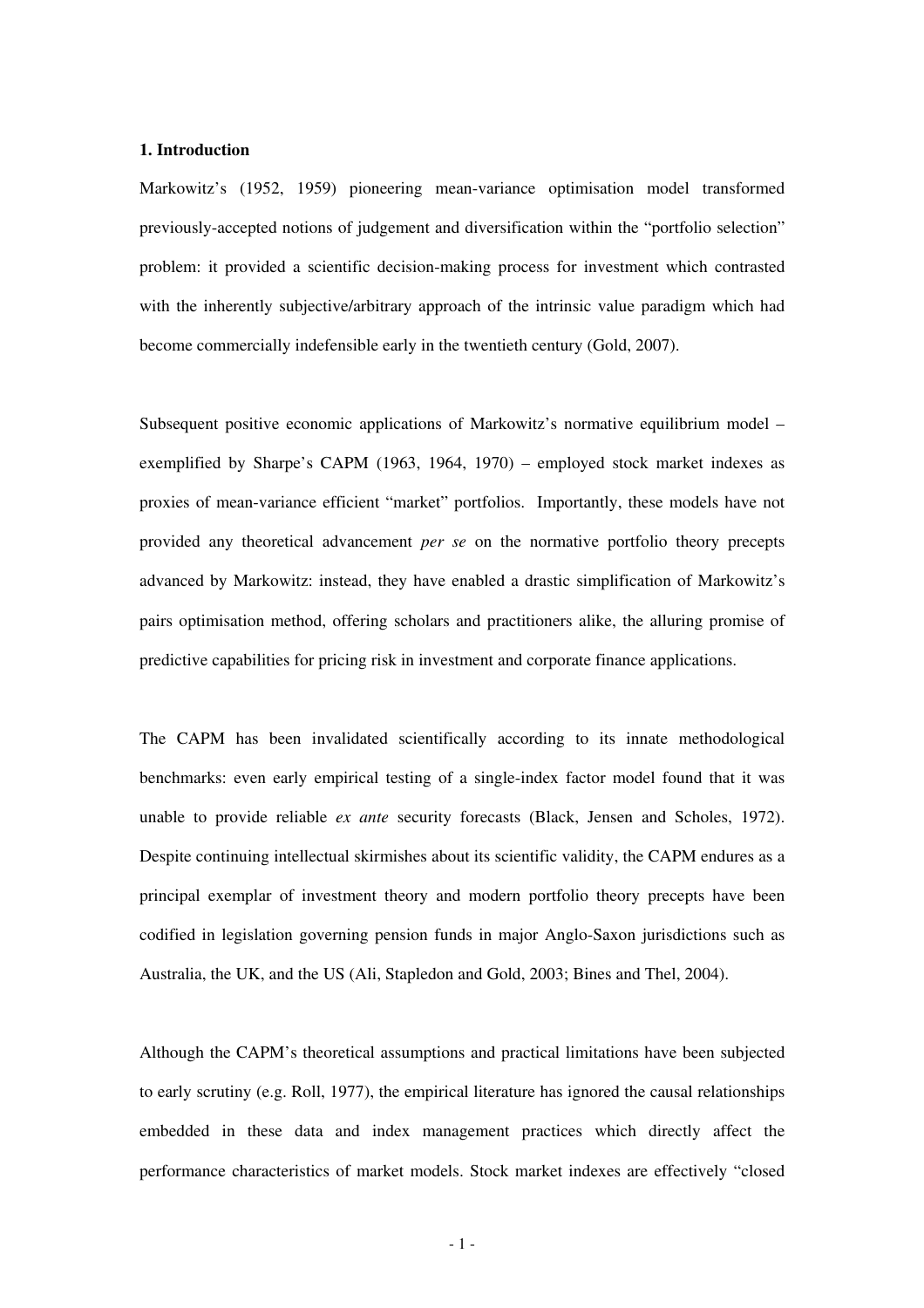## 1. Introduction

Markowitz's (1952, 1959) pioneering mean-variance optimisation model transformed previously-accepted notions of judgement and diversification within the "portfolio selection" problem: it provided a scientific decision-making process for investment which contrasted with the inherently subjective/arbitrary approach of the intrinsic value paradigm which had become commercially indefensible early in the twentieth century (Gold, 2007).

Subsequent positive economic applications of Markowitz's normative equilibrium model – exemplified by Sharpe's CAPM (1963, 1964, 1970) – employed stock market indexes as proxies of mean-variance efficient "market" portfolios. Importantly, these models have not provided any theoretical advancement *per se* on the normative portfolio theory precepts advanced by Markowitz: instead, they have enabled a drastic simplification of Markowitz's pairs optimisation method, offering scholars and practitioners alike, the alluring promise of predictive capabilities for pricing risk in investment and corporate finance applications.

The CAPM has been invalidated scientifically according to its innate methodological benchmarks: even early empirical testing of a single-index factor model found that it was unable to provide reliable *ex ante* security forecasts (Black, Jensen and Scholes, 1972). Despite continuing intellectual skirmishes about its scientific validity, the CAPM endures as a principal exemplar of investment theory and modern portfolio theory precepts have been codified in legislation governing pension funds in major Anglo-Saxon jurisdictions such as Australia, the UK, and the US (Ali, Stapledon and Gold, 2003; Bines and Thel, 2004).

Although the CAPM's theoretical assumptions and practical limitations have been subjected to early scrutiny (e.g. Roll, 1977), the empirical literature has ignored the causal relationships embedded in these data and index management practices which directly affect the performance characteristics of market models. Stock market indexes are effectively "closed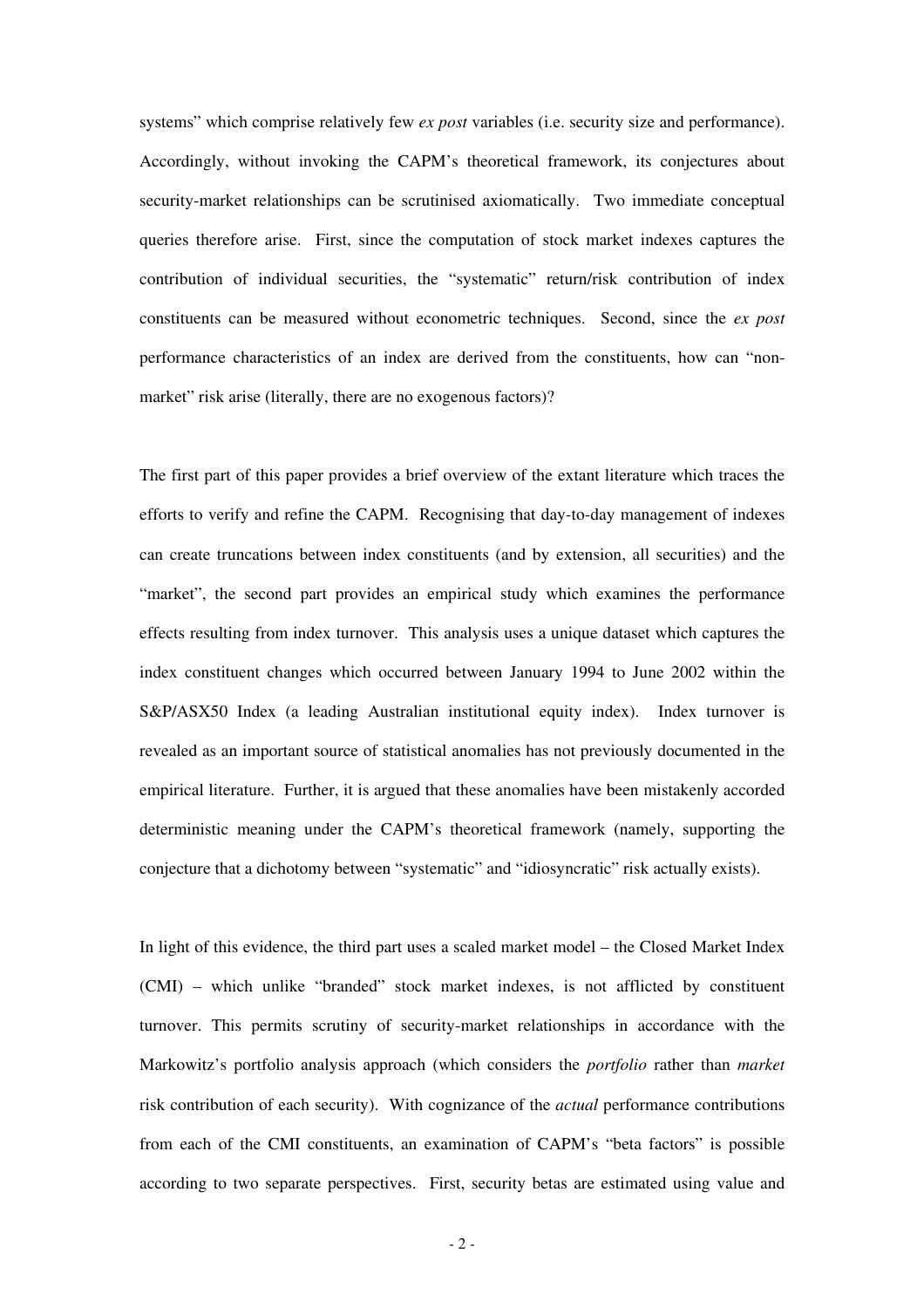systems" which comprise relatively few *ex post* variables (i.e. security size and performance). Accordingly, without invoking the CAPM's theoretical framework, its conjectures about security-market relationships can be scrutinised axiomatically. Two immediate conceptual queries therefore arise. First, since the computation of stock market indexes captures the contribution of individual securities, the "systematic" return/risk contribution of index constituents can be measured without econometric techniques. Second, since the *ex post* performance characteristics of an index are derived from the constituents, how can "non-market" risk arise (literally, there are no exogenous factors)?

The first part of this paper provides a brief overview of the extant literature which traces the efforts to verify and refine the CAPM. Recognising that day-to-day management of indexes can create truncations between index constituents (and by extension, all securities) and the "market", the second part provides an empirical study which examines the performance effects resulting from index turnover. This analysis uses a unique dataset which captures the index constituent changes which occurred between January 1994 to June 2002 within the S&P/ASX50 Index (a leading Australian institutional equity index). Index turnover is revealed as an important source of statistical anomalies has not previously documented in the empirical literature. Further, it is argued that these anomalies have been mistakenly accorded deterministic meaning under the CAPM's theoretical framework (namely, supporting the conjecture that a dichotomy between "systematic" and "idiosyncratic" risk actually exists).

In light of this evidence, the third part uses a scaled market model – the Closed Market Index (CMI) – which unlike "branded" stock market indexes, is not afflicted by constituent turnover. This permits scrutiny of security-market relationships in accordance with the Markowitz's portfolio analysis approach (which considers the *portfolio* rather than *market* risk contribution of each security). With cognizance of the *actual* performance contributions from each of the CMI constituents, an examination of CAPM's "beta factors" is possible according to two separate perspectives. First, security betas are estimated using value and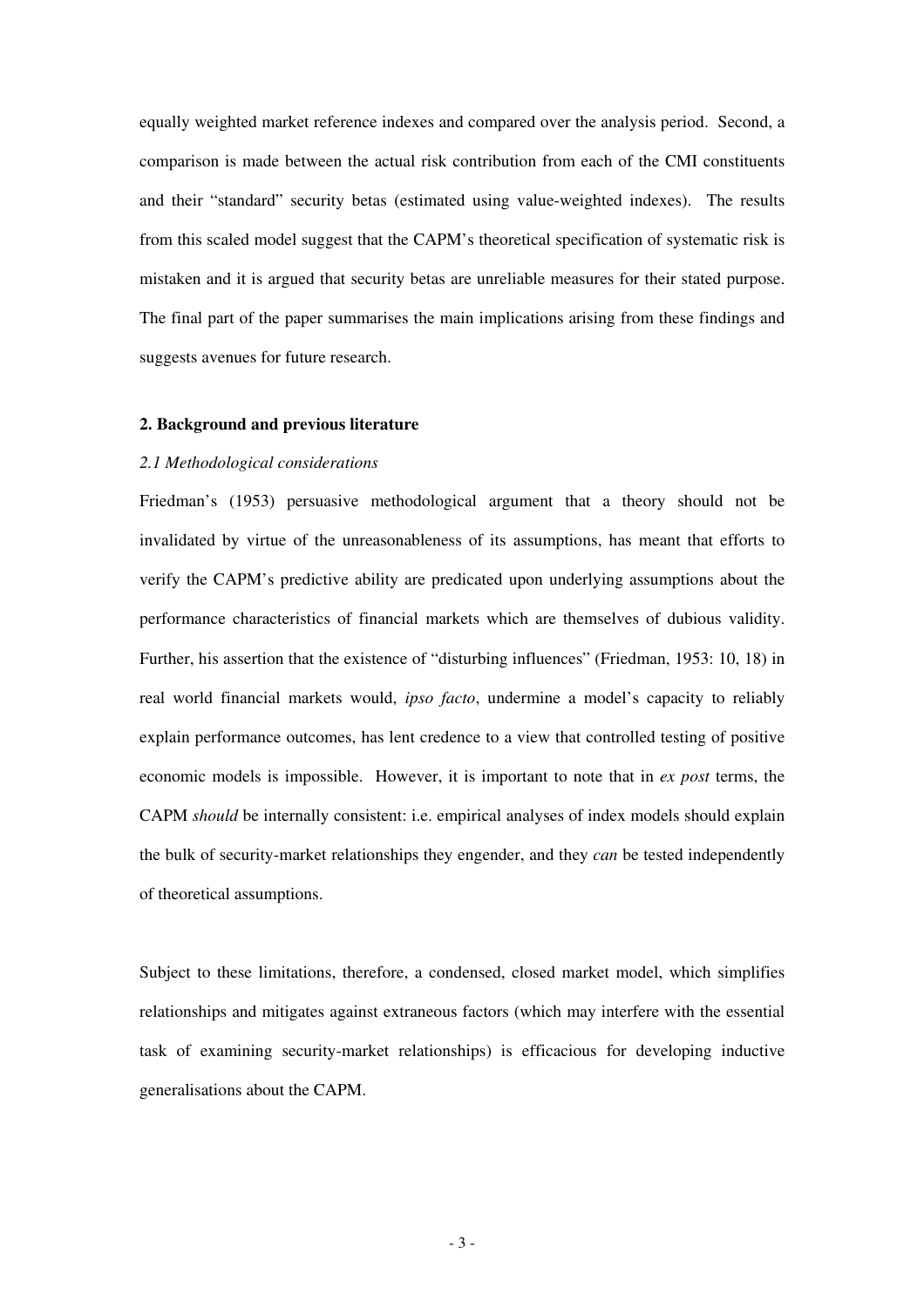equally weighted market reference indexes and compared over the analysis period. Second, a comparison is made between the actual risk contribution from each of the CMI constituents and their "standard" security betas (estimated using value-weighted indexes). The results from this scaled model suggest that the CAPM's theoretical specification of systematic risk is mistaken and it is argued that security betas are unreliable measures for their stated purpose. The final part of the paper summarises the main implications arising from these findings and suggests avenues for future research.

## 2. Background and previous literature

### *2.1 Methodological considerations*

Friedman's (1953) persuasive methodological argument that a theory should not be invalidated by virtue of the unreasonableness of its assumptions, has meant that efforts to verify the CAPM's predictive ability are predicated upon underlying assumptions about the performance characteristics of financial markets which are themselves of dubious validity. Further, his assertion that the existence of "disturbing influences" (Friedman, 1953: 10, 18) in real world financial markets would, *ipso facto*, undermine a model's capacity to reliably explain performance outcomes, has lent credence to a view that controlled testing of positive economic models is impossible. However, it is important to note that in *ex post* terms, the CAPM *should* be internally consistent: i.e. empirical analyses of index models should explain the bulk of security-market relationships they engender, and they *can* be tested independently of theoretical assumptions.

Subject to these limitations, therefore, a condensed, closed market model, which simplifies relationships and mitigates against extraneous factors (which may interfere with the essential task of examining security-market relationships) is efficacious for developing inductive generalisations about the CAPM.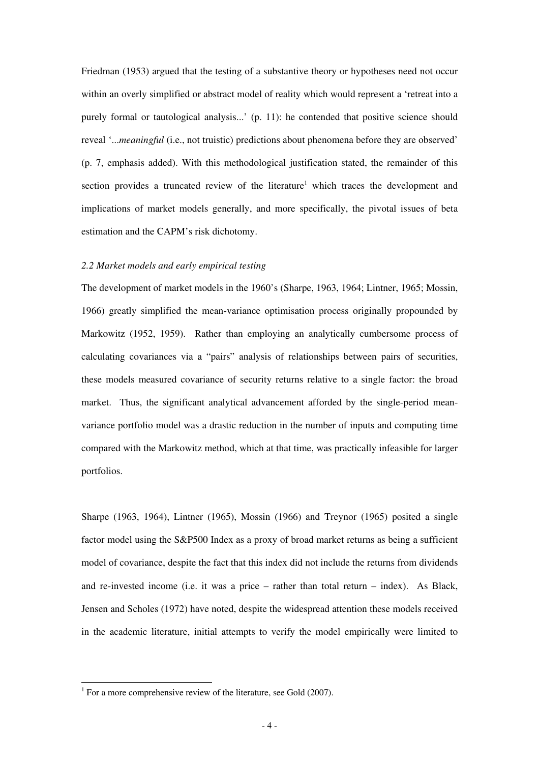Friedman (1953) argued that the testing of a substantive theory or hypotheses need not occur within an overly simplified or abstract model of reality which would represent a 'retreat into a purely formal or tautological analysis...' (p. 11): he contended that positive science should reveal '...*meaningful* (i.e., not truistic) predictions about phenomena before they are observed' (p. 7, emphasis added). With this methodological justification stated, the remainder of this section provides a truncated review of the literature[1] which traces the development and implications of market models generally, and more specifically, the pivotal issues of beta estimation and the CAPM's risk dichotomy.

### *2.2 Market models and early empirical testing*

The development of market models in the 1960's (Sharpe, 1963, 1964; Lintner, 1965; Mossin, 1966) greatly simplified the mean-variance optimisation process originally propounded by Markowitz (1952, 1959). Rather than employing an analytically cumbersome process of calculating covariances via a "pairs" analysis of relationships between pairs of securities, these models measured covariance of security returns relative to a single factor: the broad market. Thus, the significant analytical advancement afforded by the single-period mean-variance portfolio model was a drastic reduction in the number of inputs and computing time compared with the Markowitz method, which at that time, was practically infeasible for larger portfolios.

Sharpe (1963, 1964), Lintner (1965), Mossin (1966) and Treynor (1965) posited a single factor model using the S&P500 Index as a proxy of broad market returns as being a sufficient model of covariance, despite the fact that this index did not include the returns from dividends and re-invested income (i.e. it was a price – rather than total return – index). As Black, Jensen and Scholes (1972) have noted, despite the widespread attention these models received in the academic literature, initial attempts to verify the model empirically were limited to

---

[1] For a more comprehensive review of the literature, see Gold (2007).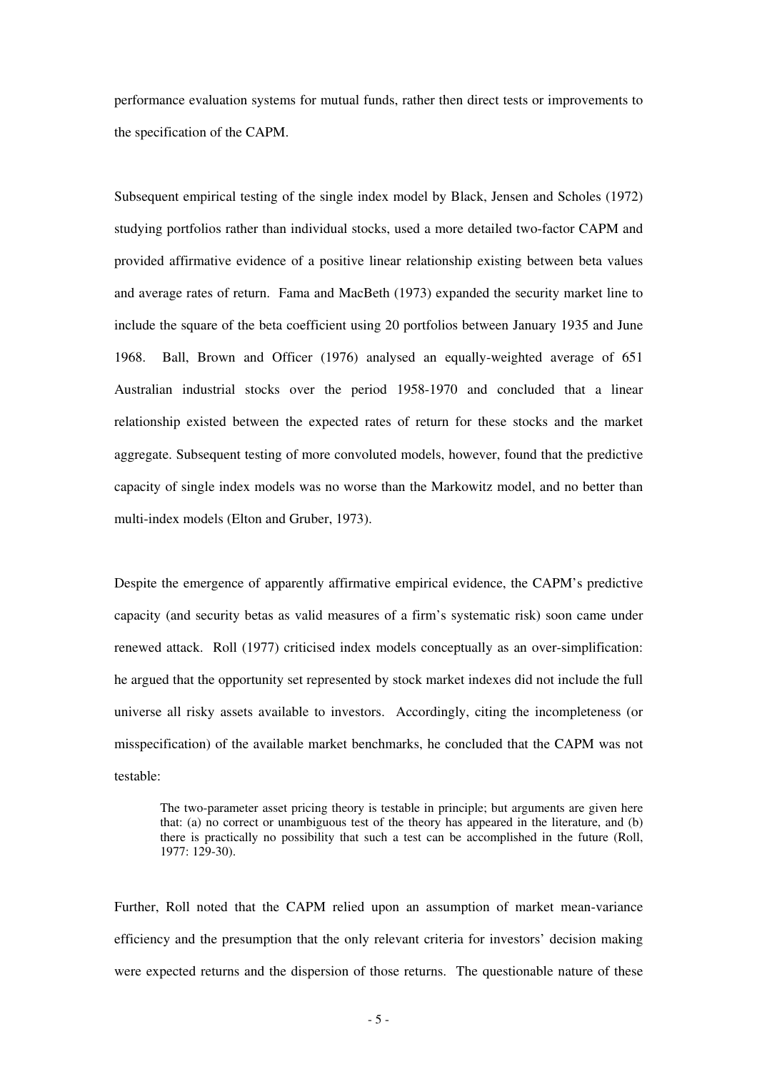performance evaluation systems for mutual funds, rather then direct tests or improvements to the specification of the CAPM.

Subsequent empirical testing of the single index model by Black, Jensen and Scholes (1972) studying portfolios rather than individual stocks, used a more detailed two-factor CAPM and provided affirmative evidence of a positive linear relationship existing between beta values and average rates of return. Fama and MacBeth (1973) expanded the security market line to include the square of the beta coefficient using 20 portfolios between January 1935 and June 1968. Ball, Brown and Officer (1976) analysed an equally-weighted average of 651 Australian industrial stocks over the period 1958-1970 and concluded that a linear relationship existed between the expected rates of return for these stocks and the market aggregate. Subsequent testing of more convoluted models, however, found that the predictive capacity of single index models was no worse than the Markowitz model, and no better than multi-index models (Elton and Gruber, 1973).

Despite the emergence of apparently affirmative empirical evidence, the CAPM's predictive capacity (and security betas as valid measures of a firm's systematic risk) soon came under renewed attack. Roll (1977) criticised index models conceptually as an over-simplification: he argued that the opportunity set represented by stock market indexes did not include the full universe all risky assets available to investors. Accordingly, citing the incompleteness (or misspecification) of the available market benchmarks, he concluded that the CAPM was not testable:

> The two-parameter asset pricing theory is testable in principle; but arguments are given here that: (a) no correct or unambiguous test of the theory has appeared in the literature, and (b) there is practically no possibility that such a test can be accomplished in the future (Roll, 1977: 129-30).

Further, Roll noted that the CAPM relied upon an assumption of market mean-variance efficiency and the presumption that the only relevant criteria for investors' decision making were expected returns and the dispersion of those returns. The questionable nature of these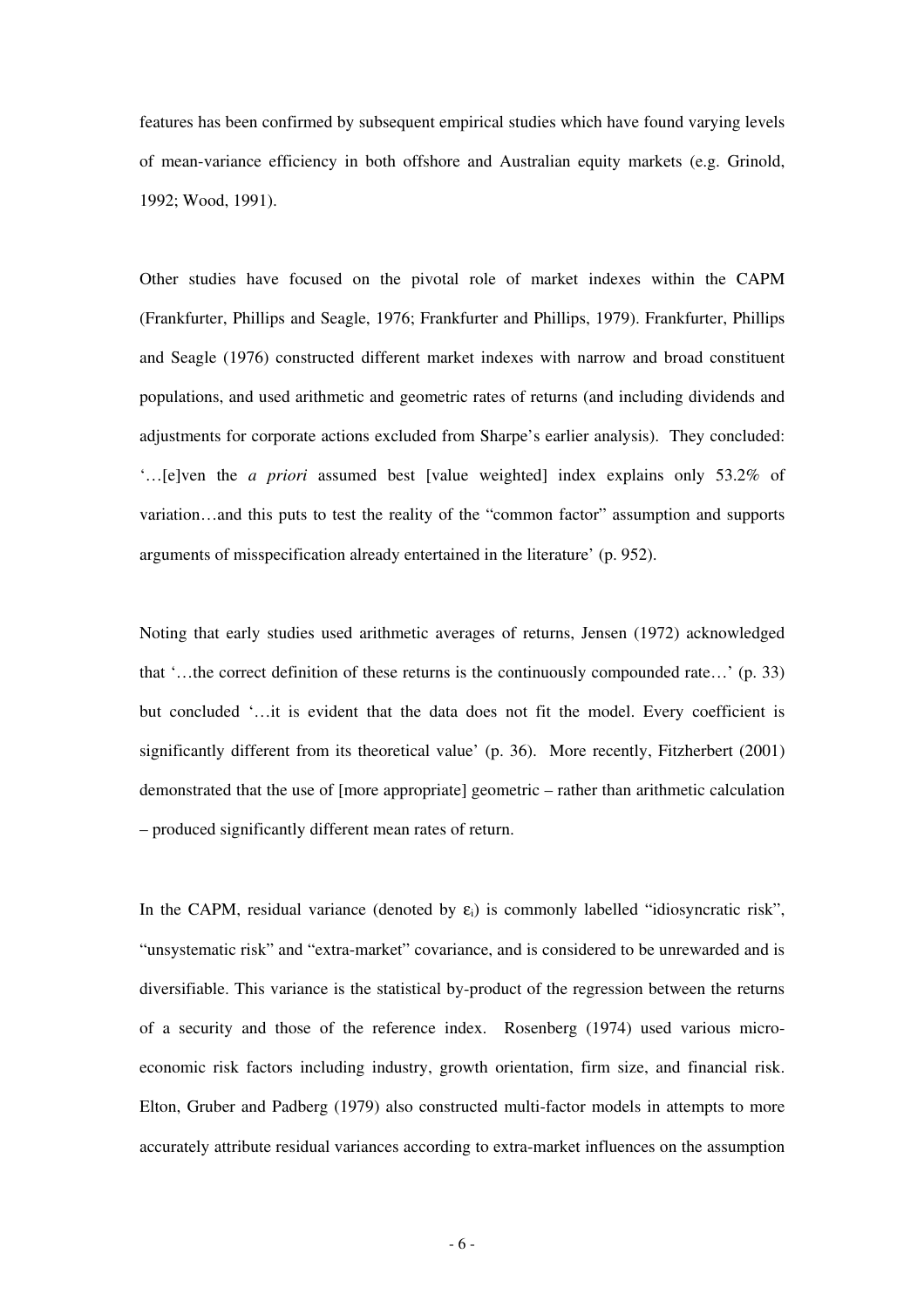features has been confirmed by subsequent empirical studies which have found varying levels of mean-variance efficiency in both offshore and Australian equity markets (e.g. Grinold, 1992; Wood, 1991).

Other studies have focused on the pivotal role of market indexes within the CAPM (Frankfurter, Phillips and Seagle, 1976; Frankfurter and Phillips, 1979). Frankfurter, Phillips and Seagle (1976) constructed different market indexes with narrow and broad constituent populations, and used arithmetic and geometric rates of returns (and including dividends and adjustments for corporate actions excluded from Sharpe's earlier analysis). They concluded: '…[e]ven the *a priori* assumed best [value weighted] index explains only 53.2% of variation…and this puts to test the reality of the "common factor" assumption and supports arguments of misspecification already entertained in the literature' (p. 952).

Noting that early studies used arithmetic averages of returns, Jensen (1972) acknowledged that '…the correct definition of these returns is the continuously compounded rate…' (p. 33) but concluded '…it is evident that the data does not fit the model. Every coefficient is significantly different from its theoretical value' (p. 36). More recently, Fitzherbert (2001) demonstrated that the use of [more appropriate] geometric – rather than arithmetic calculation – produced significantly different mean rates of return.

In the CAPM, residual variance (denoted by $\varepsilon_i$) is commonly labelled "idiosyncratic risk", "unsystematic risk" and "extra-market" covariance, and is considered to be unrewarded and is diversifiable. This variance is the statistical by-product of the regression between the returns of a security and those of the reference index. Rosenberg (1974) used various micro-economic risk factors including industry, growth orientation, firm size, and financial risk. Elton, Gruber and Padberg (1979) also constructed multi-factor models in attempts to more accurately attribute residual variances according to extra-market influences on the assumption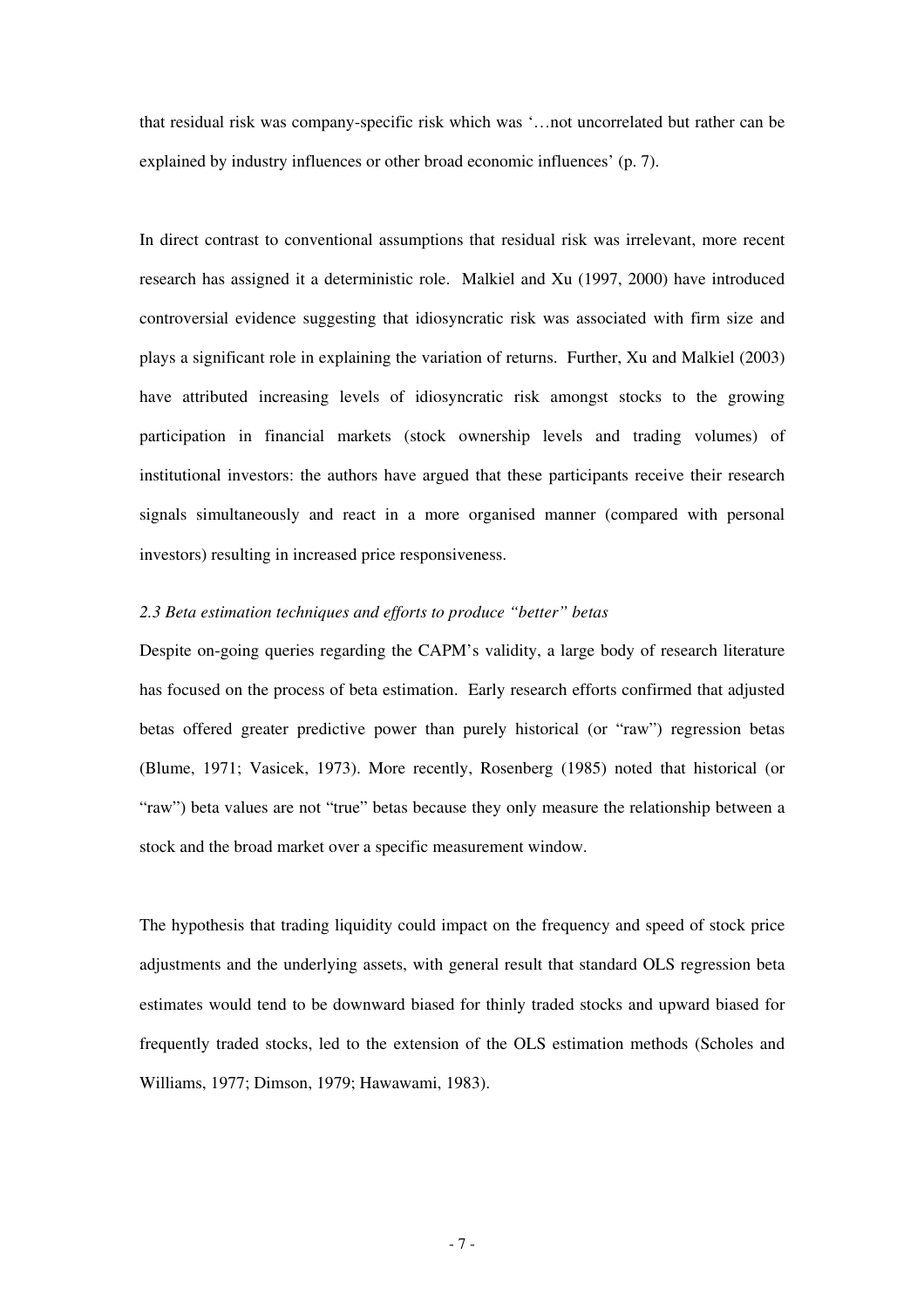that residual risk was company-specific risk which was '…not uncorrelated but rather can be explained by industry influences or other broad economic influences' (p. 7).

In direct contrast to conventional assumptions that residual risk was irrelevant, more recent research has assigned it a deterministic role. Malkiel and Xu (1997, 2000) have introduced controversial evidence suggesting that idiosyncratic risk was associated with firm size and plays a significant role in explaining the variation of returns. Further, Xu and Malkiel (2003) have attributed increasing levels of idiosyncratic risk amongst stocks to the growing participation in financial markets (stock ownership levels and trading volumes) of institutional investors: the authors have argued that these participants receive their research signals simultaneously and react in a more organised manner (compared with personal investors) resulting in increased price responsiveness.

### *2.3 Beta estimation techniques and efforts to produce "better" betas*

Despite on-going queries regarding the CAPM's validity, a large body of research literature has focused on the process of beta estimation. Early research efforts confirmed that adjusted betas offered greater predictive power than purely historical (or "raw") regression betas (Blume, 1971; Vasicek, 1973). More recently, Rosenberg (1985) noted that historical (or "raw") beta values are not "true" betas because they only measure the relationship between a stock and the broad market over a specific measurement window.

The hypothesis that trading liquidity could impact on the frequency and speed of stock price adjustments and the underlying assets, with general result that standard OLS regression beta estimates would tend to be downward biased for thinly traded stocks and upward biased for frequently traded stocks, led to the extension of the OLS estimation methods (Scholes and Williams, 1977; Dimson, 1979; Hawawami, 1983).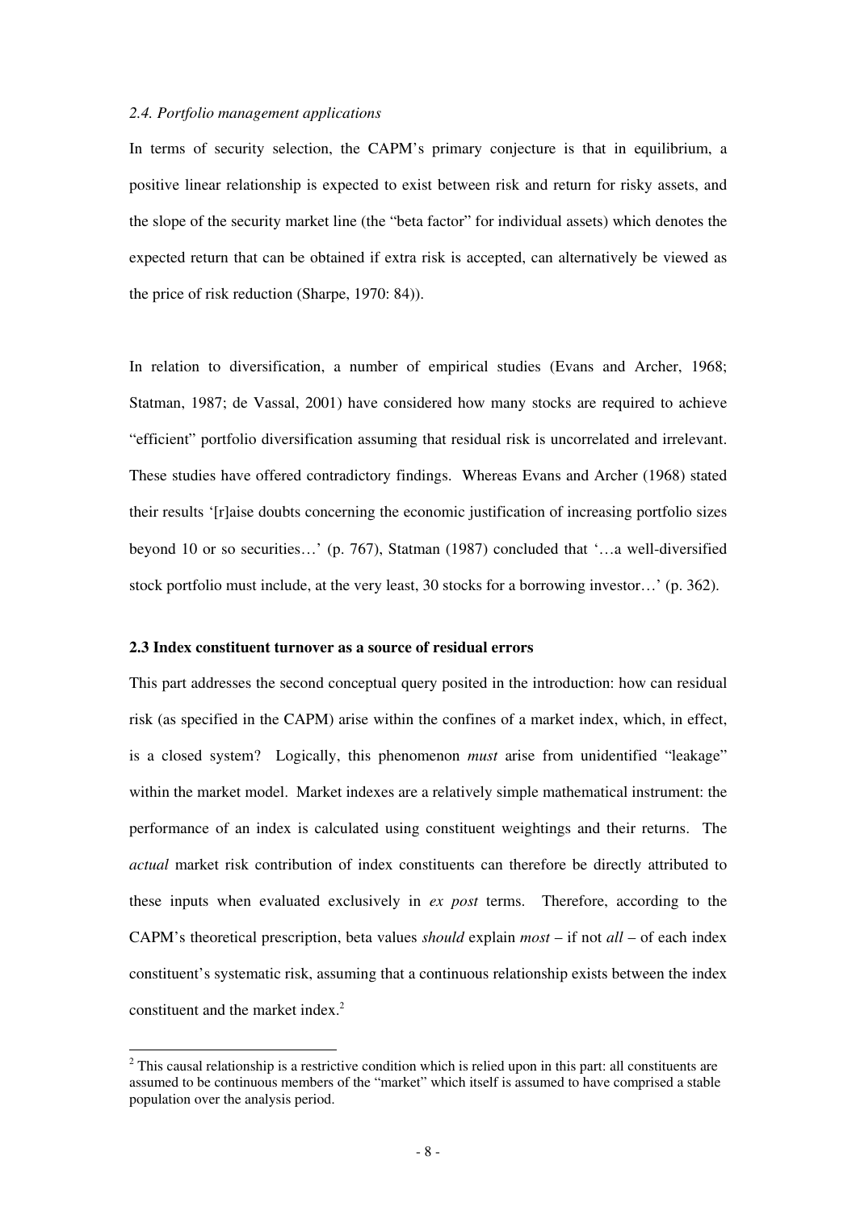*2.4. Portfolio management applications*

In terms of security selection, the CAPM's primary conjecture is that in equilibrium, a positive linear relationship is expected to exist between risk and return for risky assets, and the slope of the security market line (the "beta factor" for individual assets) which denotes the expected return that can be obtained if extra risk is accepted, can alternatively be viewed as the price of risk reduction (Sharpe, 1970: 84)).

In relation to diversification, a number of empirical studies (Evans and Archer, 1968; Statman, 1987; de Vassal, 2001) have considered how many stocks are required to achieve "efficient" portfolio diversification assuming that residual risk is uncorrelated and irrelevant. These studies have offered contradictory findings. Whereas Evans and Archer (1968) stated their results '[r]aise doubts concerning the economic justification of increasing portfolio sizes beyond 10 or so securities…' (p. 767), Statman (1987) concluded that '…a well-diversified stock portfolio must include, at the very least, 30 stocks for a borrowing investor…' (p. 362).

**2.3 Index constituent turnover as a source of residual errors**

This part addresses the second conceptual query posited in the introduction: how can residual risk (as specified in the CAPM) arise within the confines of a market index, which, in effect, is a closed system? Logically, this phenomenon *must* arise from unidentified "leakage" within the market model. Market indexes are a relatively simple mathematical instrument: the performance of an index is calculated using constituent weightings and their returns. The *actual* market risk contribution of index constituents can therefore be directly attributed to these inputs when evaluated exclusively in *ex post* terms. Therefore, according to the CAPM's theoretical prescription, beta values *should* explain *most* – if not *all* – of each index constituent's systematic risk, assuming that a continuous relationship exists between the index constituent and the market index.[2]

[2] This causal relationship is a restrictive condition which is relied upon in this part: all constituents are assumed to be continuous members of the "market" which itself is assumed to have comprised a stable population over the analysis period.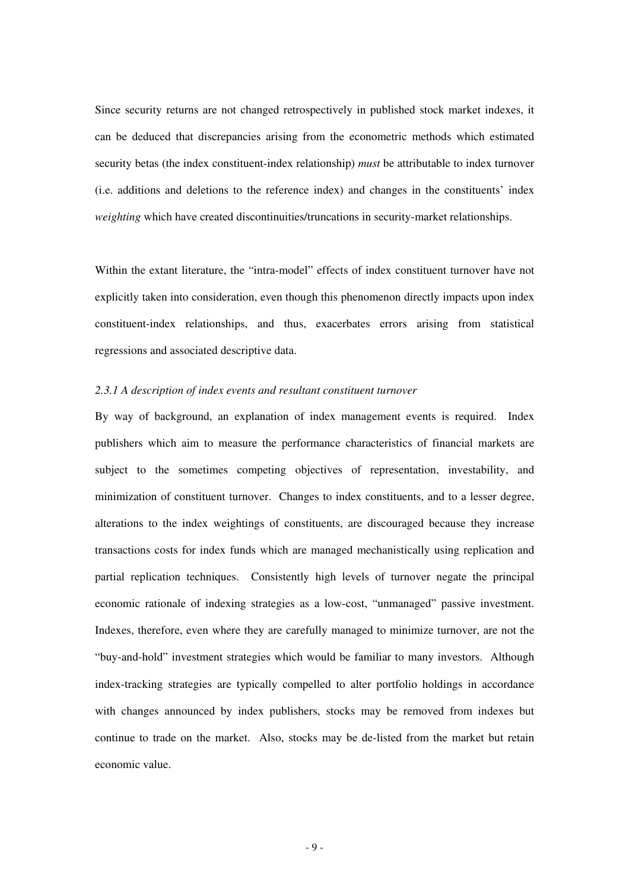Since security returns are not changed retrospectively in published stock market indexes, it can be deduced that discrepancies arising from the econometric methods which estimated security betas (the index constituent-index relationship) *must* be attributable to index turnover (i.e. additions and deletions to the reference index) and changes in the constituents' index *weighting* which have created discontinuities/truncations in security-market relationships.

Within the extant literature, the "intra-model" effects of index constituent turnover have not explicitly taken into consideration, even though this phenomenon directly impacts upon index constituent-index relationships, and thus, exacerbates errors arising from statistical regressions and associated descriptive data.

### *2.3.1 A description of index events and resultant constituent turnover*

By way of background, an explanation of index management events is required. Index publishers which aim to measure the performance characteristics of financial markets are subject to the sometimes competing objectives of representation, investability, and minimization of constituent turnover. Changes to index constituents, and to a lesser degree, alterations to the index weightings of constituents, are discouraged because they increase transactions costs for index funds which are managed mechanistically using replication and partial replication techniques. Consistently high levels of turnover negate the principal economic rationale of indexing strategies as a low-cost, "unmanaged" passive investment. Indexes, therefore, even where they are carefully managed to minimize turnover, are not the "buy-and-hold" investment strategies which would be familiar to many investors. Although index-tracking strategies are typically compelled to alter portfolio holdings in accordance with changes announced by index publishers, stocks may be removed from indexes but continue to trade on the market. Also, stocks may be de-listed from the market but retain economic value.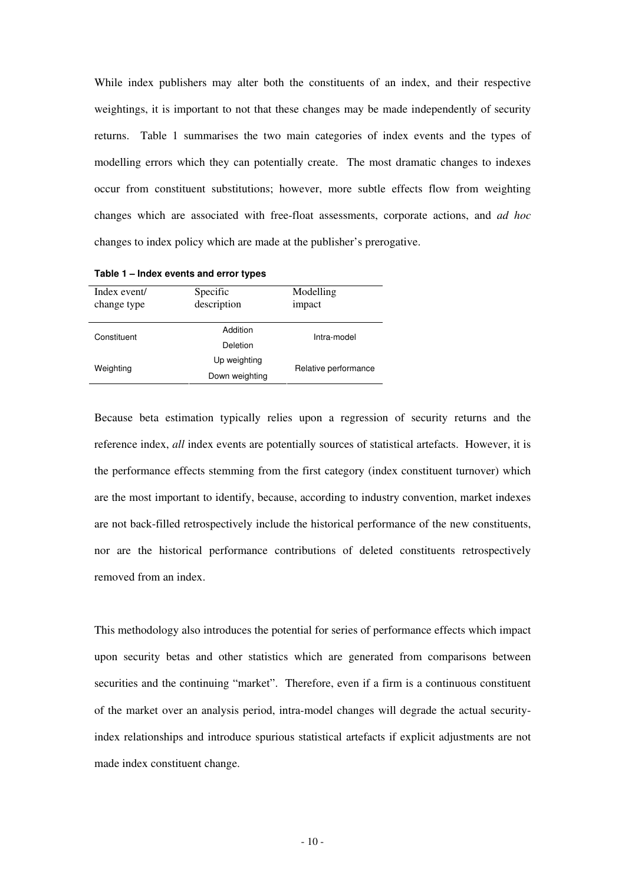While index publishers may alter both the constituents of an index, and their respective weightings, it is important to not that these changes may be made independently of security returns. Table 1 summarises the two main categories of index events and the types of modelling errors which they can potentially create. The most dramatic changes to indexes occur from constituent substitutions; however, more subtle effects flow from weighting changes which are associated with free-float assessments, corporate actions, and *ad hoc* changes to index policy which are made at the publisher's prerogative.

**Table 1 – Index events and error types**

| Index event/ change type | Specific description | Modelling impact |
|---|---|---|
| Constituent | Addition | Intra-model |
| | Deletion | |
| Weighting | Up weighting | Relative performance |
| | Down weighting | |

Because beta estimation typically relies upon a regression of security returns and the reference index, *all* index events are potentially sources of statistical artefacts. However, it is the performance effects stemming from the first category (index constituent turnover) which are the most important to identify, because, according to industry convention, market indexes are not back-filled retrospectively include the historical performance of the new constituents, nor are the historical performance contributions of deleted constituents retrospectively removed from an index.

This methodology also introduces the potential for series of performance effects which impact upon security betas and other statistics which are generated from comparisons between securities and the continuing "market". Therefore, even if a firm is a continuous constituent of the market over an analysis period, intra-model changes will degrade the actual security-index relationships and introduce spurious statistical artefacts if explicit adjustments are not made index constituent change.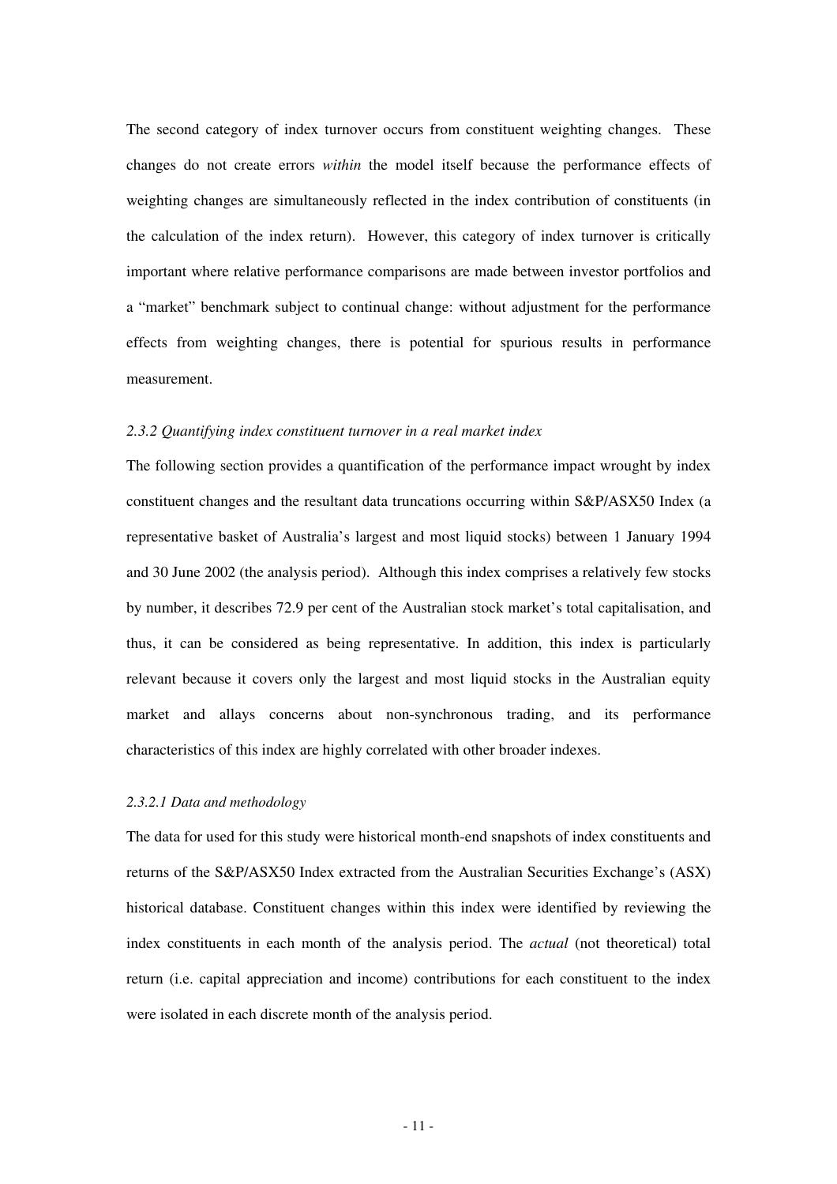The second category of index turnover occurs from constituent weighting changes. These changes do not create errors *within* the model itself because the performance effects of weighting changes are simultaneously reflected in the index contribution of constituents (in the calculation of the index return). However, this category of index turnover is critically important where relative performance comparisons are made between investor portfolios and a "market" benchmark subject to continual change: without adjustment for the performance effects from weighting changes, there is potential for spurious results in performance measurement.

### *2.3.2 Quantifying index constituent turnover in a real market index*

The following section provides a quantification of the performance impact wrought by index constituent changes and the resultant data truncations occurring within S&P/ASX50 Index (a representative basket of Australia's largest and most liquid stocks) between 1 January 1994 and 30 June 2002 (the analysis period). Although this index comprises a relatively few stocks by number, it describes 72.9 per cent of the Australian stock market's total capitalisation, and thus, it can be considered as being representative. In addition, this index is particularly relevant because it covers only the largest and most liquid stocks in the Australian equity market and allays concerns about non-synchronous trading, and its performance characteristics of this index are highly correlated with other broader indexes.

#### *2.3.2.1 Data and methodology*

The data for used for this study were historical month-end snapshots of index constituents and returns of the S&P/ASX50 Index extracted from the Australian Securities Exchange's (ASX) historical database. Constituent changes within this index were identified by reviewing the index constituents in each month of the analysis period. The *actual* (not theoretical) total return (i.e. capital appreciation and income) contributions for each constituent to the index were isolated in each discrete month of the analysis period.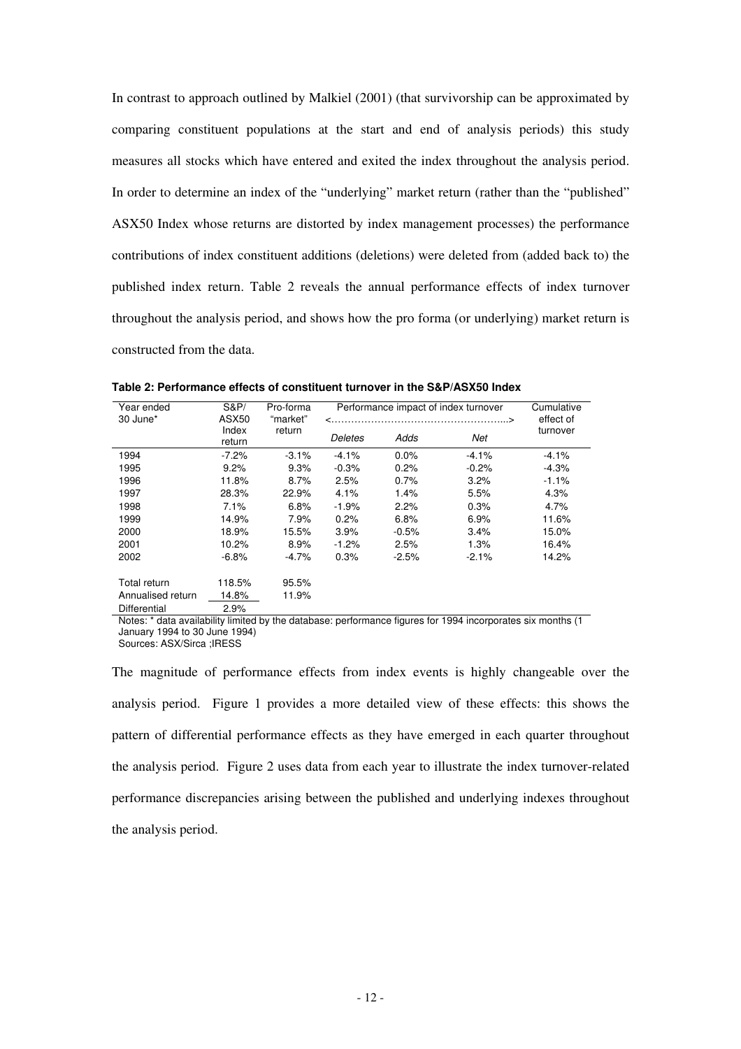In contrast to approach outlined by Malkiel (2001) (that survivorship can be approximated by comparing constituent populations at the start and end of analysis periods) this study measures all stocks which have entered and exited the index throughout the analysis period. In order to determine an index of the "underlying" market return (rather than the "published" ASX50 Index whose returns are distorted by index management processes) the performance contributions of index constituent additions (deletions) were deleted from (added back to) the published index return. Table 2 reveals the annual performance effects of index turnover throughout the analysis period, and shows how the pro forma (or underlying) market return is constructed from the data.

**Table 2: Performance effects of constituent turnover in the S&P/ASX50 Index**

| Year ended 30 June* | S&P/ ASX50 Index return | Pro-forma "market" return | Performance impact of index turnover <……………………………………………..> | | | Cumulative effect of turnover |
|---|---|---|---|---|---|---|
| | | | *Deletes* | *Adds* | *Net* | |
| 1994 | -7.2% | -3.1% | -4.1% | 0.0% | -4.1% | -4.1% |
| 1995 | 9.2% | 9.3% | -0.3% | 0.2% | -0.2% | -4.3% |
| 1996 | 11.8% | 8.7% | 2.5% | 0.7% | 3.2% | -1.1% |
| 1997 | 28.3% | 22.9% | 4.1% | 1.4% | 5.5% | 4.3% |
| 1998 | 7.1% | 6.8% | -1.9% | 2.2% | 0.3% | 4.7% |
| 1999 | 14.9% | 7.9% | 0.2% | 6.8% | 6.9% | 11.6% |
| 2000 | 18.9% | 15.5% | 3.9% | -0.5% | 3.4% | 15.0% |
| 2001 | 10.2% | 8.9% | -1.2% | 2.5% | 1.3% | 16.4% |
| 2002 | -6.8% | -4.7% | 0.3% | -2.5% | -2.1% | 14.2% |
| | | | | | | |
| Total return | 118.5% | 95.5% | | | | |
| Annualised return | 14.8% | 11.9% | | | | |
| Differential | 2.9% | | | | | |

Notes: * data availability limited by the database: performance figures for 1994 incorporates six months (1 January 1994 to 30 June 1994)
Sources: ASX/Sirca ;IRESS

The magnitude of performance effects from index events is highly changeable over the analysis period. Figure 1 provides a more detailed view of these effects: this shows the pattern of differential performance effects as they have emerged in each quarter throughout the analysis period. Figure 2 uses data from each year to illustrate the index turnover-related performance discrepancies arising between the published and underlying indexes throughout the analysis period.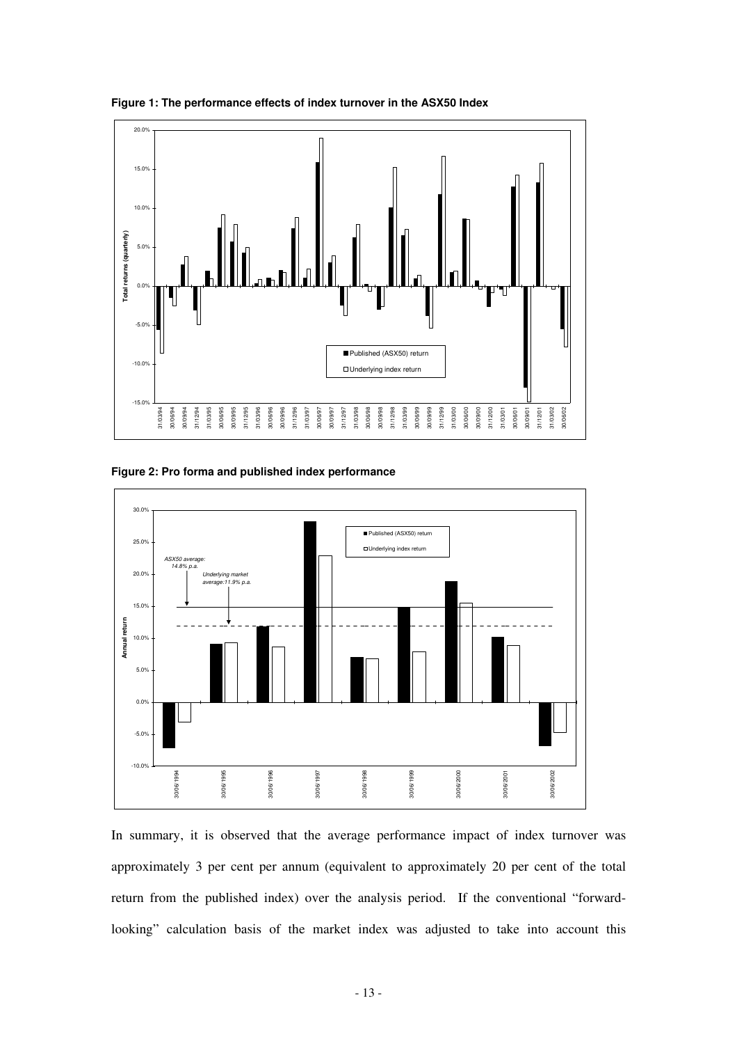**Figure 1: The performance effects of index turnover in the ASX50 Index**

**Figure 2: Pro forma and published index performance**

In summary, it is observed that the average performance impact of index turnover was approximately 3 per cent per annum (equivalent to approximately 20 per cent of the total return from the published index) over the analysis period. If the conventional "forward-looking" calculation basis of the market index was adjusted to take into account this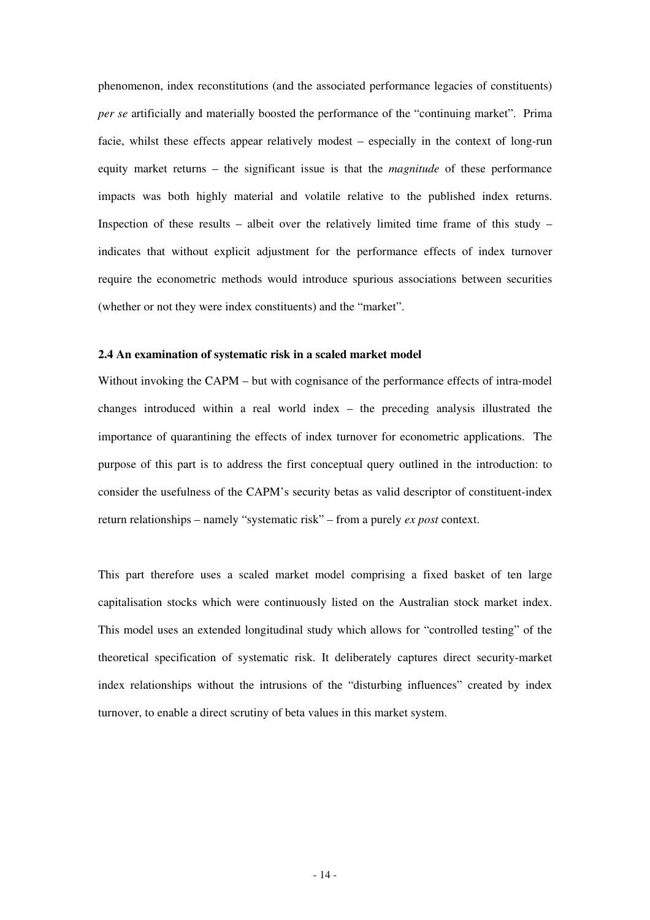phenomenon, index reconstitutions (and the associated performance legacies of constituents) *per se* artificially and materially boosted the performance of the "continuing market". Prima facie, whilst these effects appear relatively modest – especially in the context of long-run equity market returns – the significant issue is that the *magnitude* of these performance impacts was both highly material and volatile relative to the published index returns. Inspection of these results – albeit over the relatively limited time frame of this study – indicates that without explicit adjustment for the performance effects of index turnover require the econometric methods would introduce spurious associations between securities (whether or not they were index constituents) and the "market".

### 2.4 An examination of systematic risk in a scaled market model

Without invoking the CAPM – but with cognisance of the performance effects of intra-model changes introduced within a real world index – the preceding analysis illustrated the importance of quarantining the effects of index turnover for econometric applications. The purpose of this part is to address the first conceptual query outlined in the introduction: to consider the usefulness of the CAPM's security betas as valid descriptor of constituent-index return relationships – namely "systematic risk" – from a purely *ex post* context.

This part therefore uses a scaled market model comprising a fixed basket of ten large capitalisation stocks which were continuously listed on the Australian stock market index. This model uses an extended longitudinal study which allows for "controlled testing" of the theoretical specification of systematic risk. It deliberately captures direct security-market index relationships without the intrusions of the "disturbing influences" created by index turnover, to enable a direct scrutiny of beta values in this market system.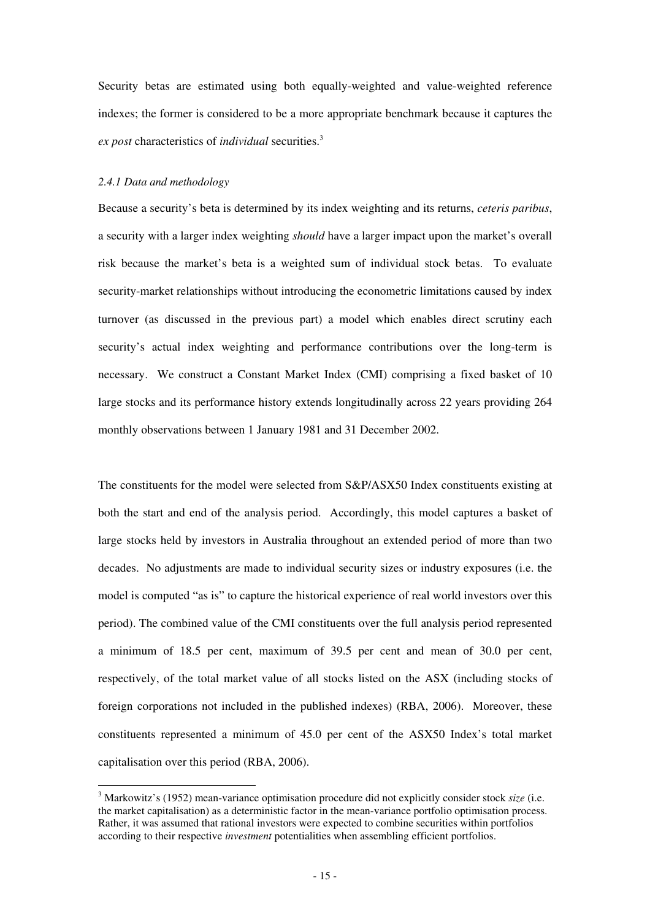Security betas are estimated using both equally-weighted and value-weighted reference indexes; the former is considered to be a more appropriate benchmark because it captures the *ex post* characteristics of *individual* securities.[3]

*2.4.1 Data and methodology*

Because a security's beta is determined by its index weighting and its returns, *ceteris paribus*, a security with a larger index weighting *should* have a larger impact upon the market's overall risk because the market's beta is a weighted sum of individual stock betas. To evaluate security-market relationships without introducing the econometric limitations caused by index turnover (as discussed in the previous part) a model which enables direct scrutiny each security's actual index weighting and performance contributions over the long-term is necessary. We construct a Constant Market Index (CMI) comprising a fixed basket of 10 large stocks and its performance history extends longitudinally across 22 years providing 264 monthly observations between 1 January 1981 and 31 December 2002.

The constituents for the model were selected from S&P/ASX50 Index constituents existing at both the start and end of the analysis period. Accordingly, this model captures a basket of large stocks held by investors in Australia throughout an extended period of more than two decades. No adjustments are made to individual security sizes or industry exposures (i.e. the model is computed "as is" to capture the historical experience of real world investors over this period). The combined value of the CMI constituents over the full analysis period represented a minimum of 18.5 per cent, maximum of 39.5 per cent and mean of 30.0 per cent, respectively, of the total market value of all stocks listed on the ASX (including stocks of foreign corporations not included in the published indexes) (RBA, 2006). Moreover, these constituents represented a minimum of 45.0 per cent of the ASX50 Index's total market capitalisation over this period (RBA, 2006).

[3] Markowitz's (1952) mean-variance optimisation procedure did not explicitly consider stock *size* (i.e. the market capitalisation) as a deterministic factor in the mean-variance portfolio optimisation process. Rather, it was assumed that rational investors were expected to combine securities within portfolios according to their respective *investment* potentialities when assembling efficient portfolios.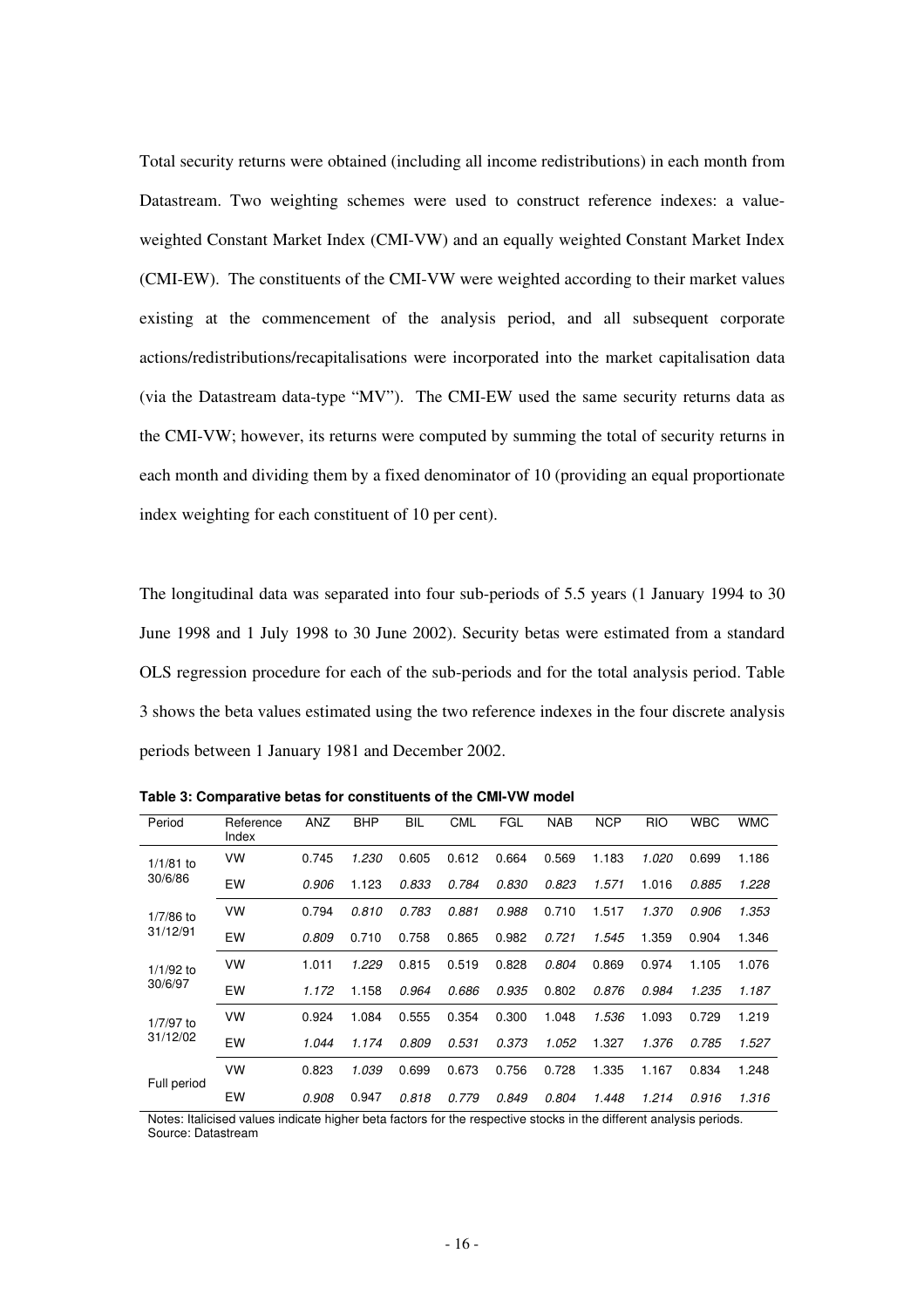Total security returns were obtained (including all income redistributions) in each month from Datastream. Two weighting schemes were used to construct reference indexes: a value-weighted Constant Market Index (CMI-VW) and an equally weighted Constant Market Index (CMI-EW). The constituents of the CMI-VW were weighted according to their market values existing at the commencement of the analysis period, and all subsequent corporate actions/redistributions/recapitalisations were incorporated into the market capitalisation data (via the Datastream data-type "MV"). The CMI-EW used the same security returns data as the CMI-VW; however, its returns were computed by summing the total of security returns in each month and dividing them by a fixed denominator of 10 (providing an equal proportionate index weighting for each constituent of 10 per cent).

The longitudinal data was separated into four sub-periods of 5.5 years (1 January 1994 to 30 June 1998 and 1 July 1998 to 30 June 2002). Security betas were estimated from a standard OLS regression procedure for each of the sub-periods and for the total analysis period. Table 3 shows the beta values estimated using the two reference indexes in the four discrete analysis periods between 1 January 1981 and December 2002.

**Table 3: Comparative betas for constituents of the CMI-VW model**

| Period | Reference Index | ANZ | BHP | BIL | CML | FGL | NAB | NCP | RIO | WBC | WMC |
|---|---|---|---|---|---|---|---|---|---|---|---|
| 1/1/81 to 30/6/86 | VW | 0.745 | *1.230* | 0.605 | 0.612 | 0.664 | 0.569 | 1.183 | *1.020* | 0.699 | 1.186 |
| | EW | *0.906* | 1.123 | *0.833* | *0.784* | *0.830* | *0.823* | *1.571* | 1.016 | *0.885* | *1.228* |
| 1/7/86 to 31/12/91 | VW | 0.794 | *0.810* | *0.783* | *0.881* | *0.988* | 0.710 | 1.517 | *1.370* | *0.906* | *1.353* |
| | EW | *0.809* | 0.710 | 0.758 | 0.865 | 0.982 | *0.721* | *1.545* | 1.359 | 0.904 | 1.346 |
| 1/1/92 to 30/6/97 | VW | 1.011 | *1.229* | 0.815 | 0.519 | 0.828 | *0.804* | 0.869 | 0.974 | 1.105 | 1.076 |
| | EW | *1.172* | 1.158 | *0.964* | *0.686* | *0.935* | 0.802 | *0.876* | *0.984* | *1.235* | *1.187* |
| 1/7/97 to 31/12/02 | VW | 0.924 | 1.084 | 0.555 | 0.354 | 0.300 | 1.048 | *1.536* | 1.093 | 0.729 | 1.219 |
| | EW | *1.044* | *1.174* | *0.809* | *0.531* | *0.373* | *1.052* | 1.327 | *1.376* | *0.785* | *1.527* |
| Full period | VW | 0.823 | *1.039* | 0.699 | 0.673 | 0.756 | 0.728 | 1.335 | 1.167 | 0.834 | 1.248 |
| | EW | *0.908* | 0.947 | *0.818* | *0.779* | *0.849* | *0.804* | *1.448* | *1.214* | *0.916* | *1.316* |

Notes: Italicised values indicate higher beta factors for the respective stocks in the different analysis periods.
Source: Datastream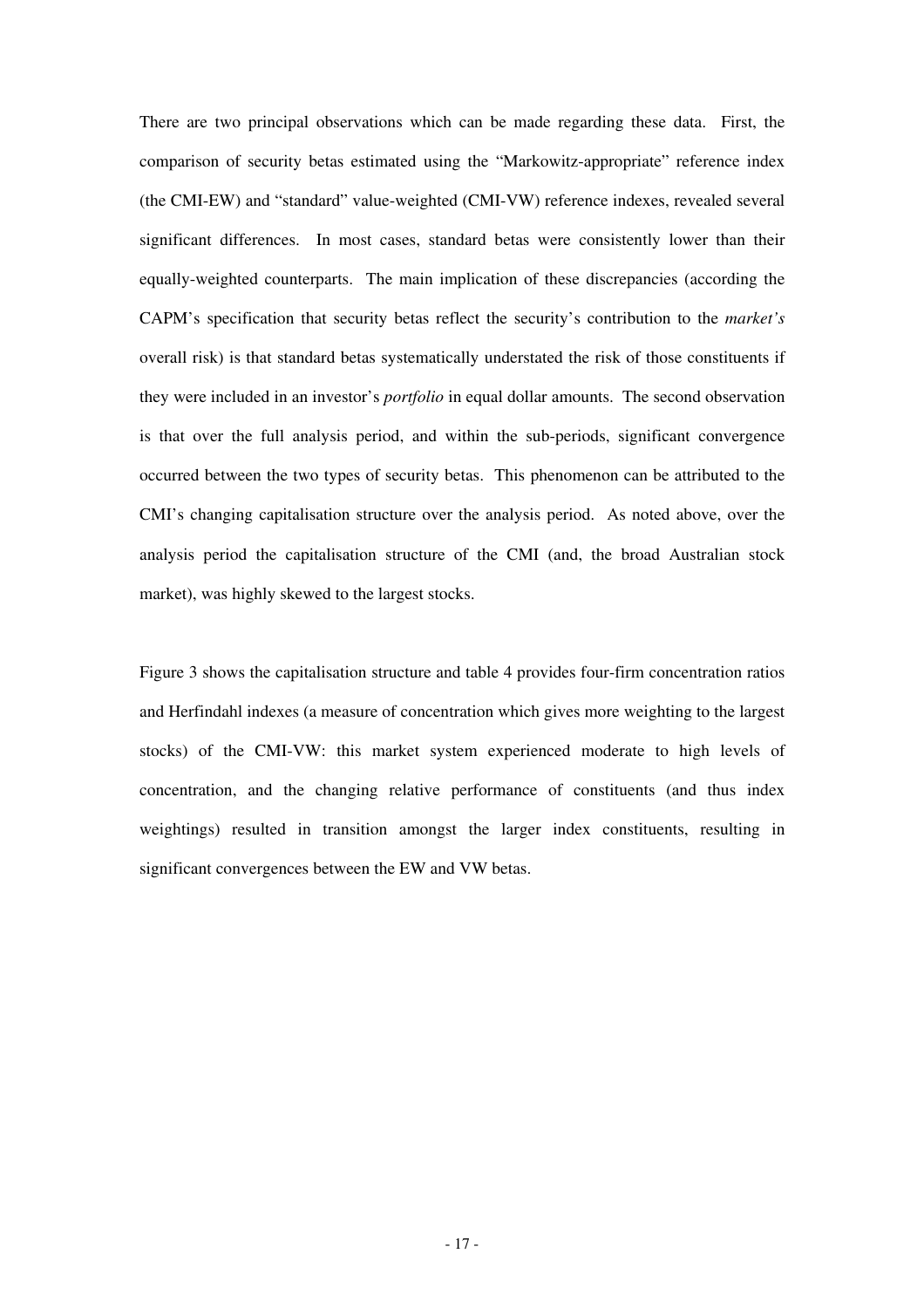There are two principal observations which can be made regarding these data. First, the comparison of security betas estimated using the "Markowitz-appropriate" reference index (the CMI-EW) and "standard" value-weighted (CMI-VW) reference indexes, revealed several significant differences. In most cases, standard betas were consistently lower than their equally-weighted counterparts. The main implication of these discrepancies (according the CAPM's specification that security betas reflect the security's contribution to the *market's* overall risk) is that standard betas systematically understated the risk of those constituents if they were included in an investor's *portfolio* in equal dollar amounts. The second observation is that over the full analysis period, and within the sub-periods, significant convergence occurred between the two types of security betas. This phenomenon can be attributed to the CMI's changing capitalisation structure over the analysis period. As noted above, over the analysis period the capitalisation structure of the CMI (and, the broad Australian stock market), was highly skewed to the largest stocks.

Figure 3 shows the capitalisation structure and table 4 provides four-firm concentration ratios and Herfindahl indexes (a measure of concentration which gives more weighting to the largest stocks) of the CMI-VW: this market system experienced moderate to high levels of concentration, and the changing relative performance of constituents (and thus index weightings) resulted in transition amongst the larger index constituents, resulting in significant convergences between the EW and VW betas.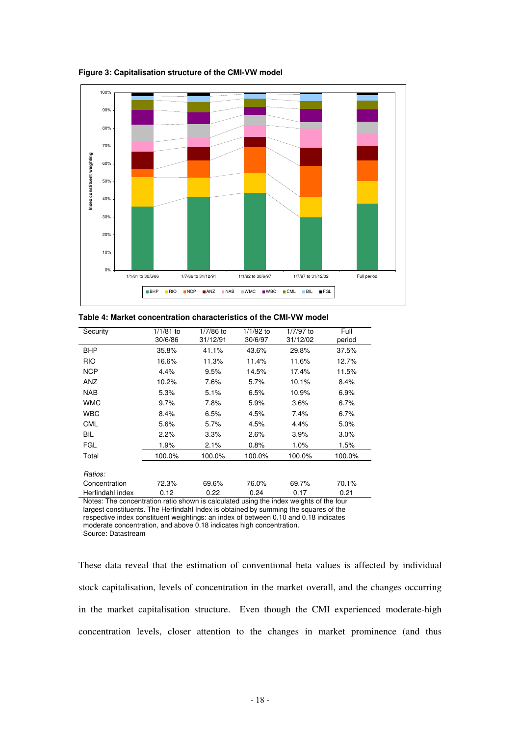**Figure 3: Capitalisation structure of the CMI-VW model**

**Table 4: Market concentration characteristics of the CMI-VW model**

| Security | 1/1/81 to 30/6/86 | 1/7/86 to 31/12/91 | 1/1/92 to 30/6/97 | 1/7/97 to 31/12/02 | Full period |
|---|---|---|---|---|---|
| BHP | 35.8% | 41.1% | 43.6% | 29.8% | 37.5% |
| RIO | 16.6% | 11.3% | 11.4% | 11.6% | 12.7% |
| NCP | 4.4% | 9.5% | 14.5% | 17.4% | 11.5% |
| ANZ | 10.2% | 7.6% | 5.7% | 10.1% | 8.4% |
| NAB | 5.3% | 5.1% | 6.5% | 10.9% | 6.9% |
| WMC | 9.7% | 7.8% | 5.9% | 3.6% | 6.7% |
| WBC | 8.4% | 6.5% | 4.5% | 7.4% | 6.7% |
| CML | 5.6% | 5.7% | 4.5% | 4.4% | 5.0% |
| BIL | 2.2% | 3.3% | 2.6% | 3.9% | 3.0% |
| FGL | 1.9% | 2.1% | 0.8% | 1.0% | 1.5% |
| Total | 100.0% | 100.0% | 100.0% | 100.0% | 100.0% |
| *Ratios:* | | | | | |
| Concentration | 72.3% | 69.6% | 76.0% | 69.7% | 70.1% |
| Herfindahl index | 0.12 | 0.22 | 0.24 | 0.17 | 0.21 |

Notes: The concentration ratio shown is calculated using the index weights of the four largest constituents. The Herfindahl Index is obtained by summing the squares of the respective index constituent weightings: an index of between 0.10 and 0.18 indicates moderate concentration, and above 0.18 indicates high concentration.
Source: Datastream

These data reveal that the estimation of conventional beta values is affected by individual stock capitalisation, levels of concentration in the market overall, and the changes occurring in the market capitalisation structure. Even though the CMI experienced moderate-high concentration levels, closer attention to the changes in market prominence (and thus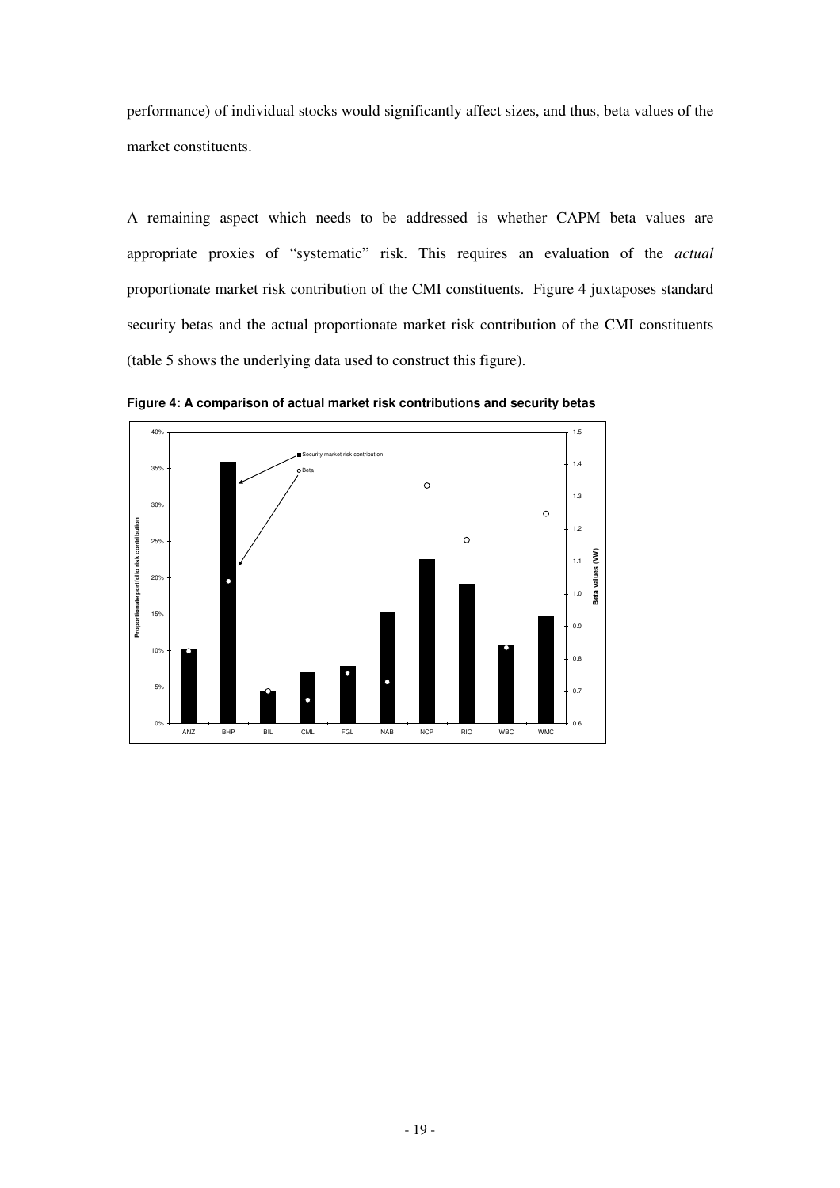performance) of individual stocks would significantly affect sizes, and thus, beta values of the market constituents.

A remaining aspect which needs to be addressed is whether CAPM beta values are appropriate proxies of "systematic" risk. This requires an evaluation of the *actual* proportionate market risk contribution of the CMI constituents. Figure 4 juxtaposes standard security betas and the actual proportionate market risk contribution of the CMI constituents (table 5 shows the underlying data used to construct this figure).

**Figure 4: A comparison of actual market risk contributions and security betas**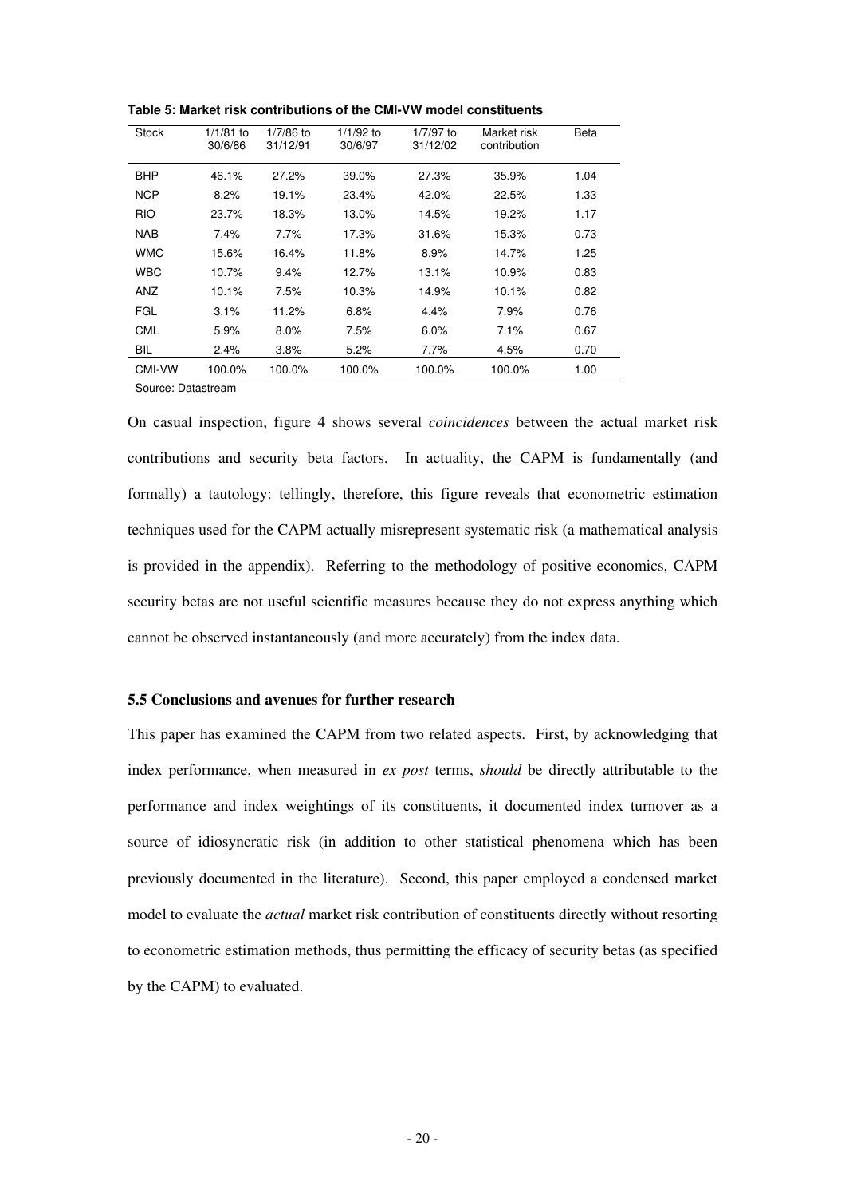**Table 5: Market risk contributions of the CMI-VW model constituents**

| Stock | 1/1/81 to 30/6/86 | 1/7/86 to 31/12/91 | 1/1/92 to 30/6/97 | 1/7/97 to 31/12/02 | Market risk contribution | Beta |
|---|---|---|---|---|---|---|
| BHP | 46.1% | 27.2% | 39.0% | 27.3% | 35.9% | 1.04 |
| NCP | 8.2% | 19.1% | 23.4% | 42.0% | 22.5% | 1.33 |
| RIO | 23.7% | 18.3% | 13.0% | 14.5% | 19.2% | 1.17 |
| NAB | 7.4% | 7.7% | 17.3% | 31.6% | 15.3% | 0.73 |
| WMC | 15.6% | 16.4% | 11.8% | 8.9% | 14.7% | 1.25 |
| WBC | 10.7% | 9.4% | 12.7% | 13.1% | 10.9% | 0.83 |
| ANZ | 10.1% | 7.5% | 10.3% | 14.9% | 10.1% | 0.82 |
| FGL | 3.1% | 11.2% | 6.8% | 4.4% | 7.9% | 0.76 |
| CML | 5.9% | 8.0% | 7.5% | 6.0% | 7.1% | 0.67 |
| BIL | 2.4% | 3.8% | 5.2% | 7.7% | 4.5% | 0.70 |
| CMI-VW | 100.0% | 100.0% | 100.0% | 100.0% | 100.0% | 1.00 |

Source: Datastream

On casual inspection, figure 4 shows several *coincidences* between the actual market risk contributions and security beta factors. In actuality, the CAPM is fundamentally (and formally) a tautology: tellingly, therefore, this figure reveals that econometric estimation techniques used for the CAPM actually misrepresent systematic risk (a mathematical analysis is provided in the appendix). Referring to the methodology of positive economics, CAPM security betas are not useful scientific measures because they do not express anything which cannot be observed instantaneously (and more accurately) from the index data.

### 5.5 Conclusions and avenues for further research

This paper has examined the CAPM from two related aspects. First, by acknowledging that index performance, when measured in *ex post* terms, *should* be directly attributable to the performance and index weightings of its constituents, it documented index turnover as a source of idiosyncratic risk (in addition to other statistical phenomena which has been previously documented in the literature). Second, this paper employed a condensed market model to evaluate the *actual* market risk contribution of constituents directly without resorting to econometric estimation methods, thus permitting the efficacy of security betas (as specified by the CAPM) to evaluated.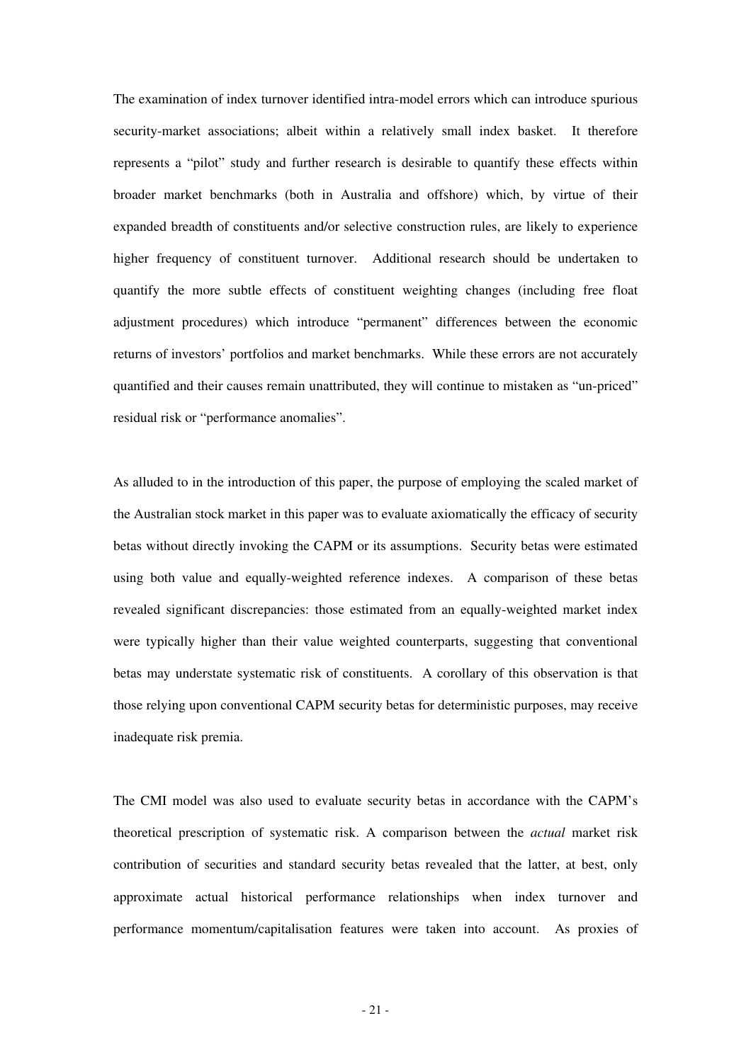The examination of index turnover identified intra-model errors which can introduce spurious security-market associations; albeit within a relatively small index basket. It therefore represents a "pilot" study and further research is desirable to quantify these effects within broader market benchmarks (both in Australia and offshore) which, by virtue of their expanded breadth of constituents and/or selective construction rules, are likely to experience higher frequency of constituent turnover. Additional research should be undertaken to quantify the more subtle effects of constituent weighting changes (including free float adjustment procedures) which introduce "permanent" differences between the economic returns of investors' portfolios and market benchmarks. While these errors are not accurately quantified and their causes remain unattributed, they will continue to mistaken as "un-priced" residual risk or "performance anomalies".

As alluded to in the introduction of this paper, the purpose of employing the scaled market of the Australian stock market in this paper was to evaluate axiomatically the efficacy of security betas without directly invoking the CAPM or its assumptions. Security betas were estimated using both value and equally-weighted reference indexes. A comparison of these betas revealed significant discrepancies: those estimated from an equally-weighted market index were typically higher than their value weighted counterparts, suggesting that conventional betas may understate systematic risk of constituents. A corollary of this observation is that those relying upon conventional CAPM security betas for deterministic purposes, may receive inadequate risk premia.

The CMI model was also used to evaluate security betas in accordance with the CAPM's theoretical prescription of systematic risk. A comparison between the *actual* market risk contribution of securities and standard security betas revealed that the latter, at best, only approximate actual historical performance relationships when index turnover and performance momentum/capitalisation features were taken into account. As proxies of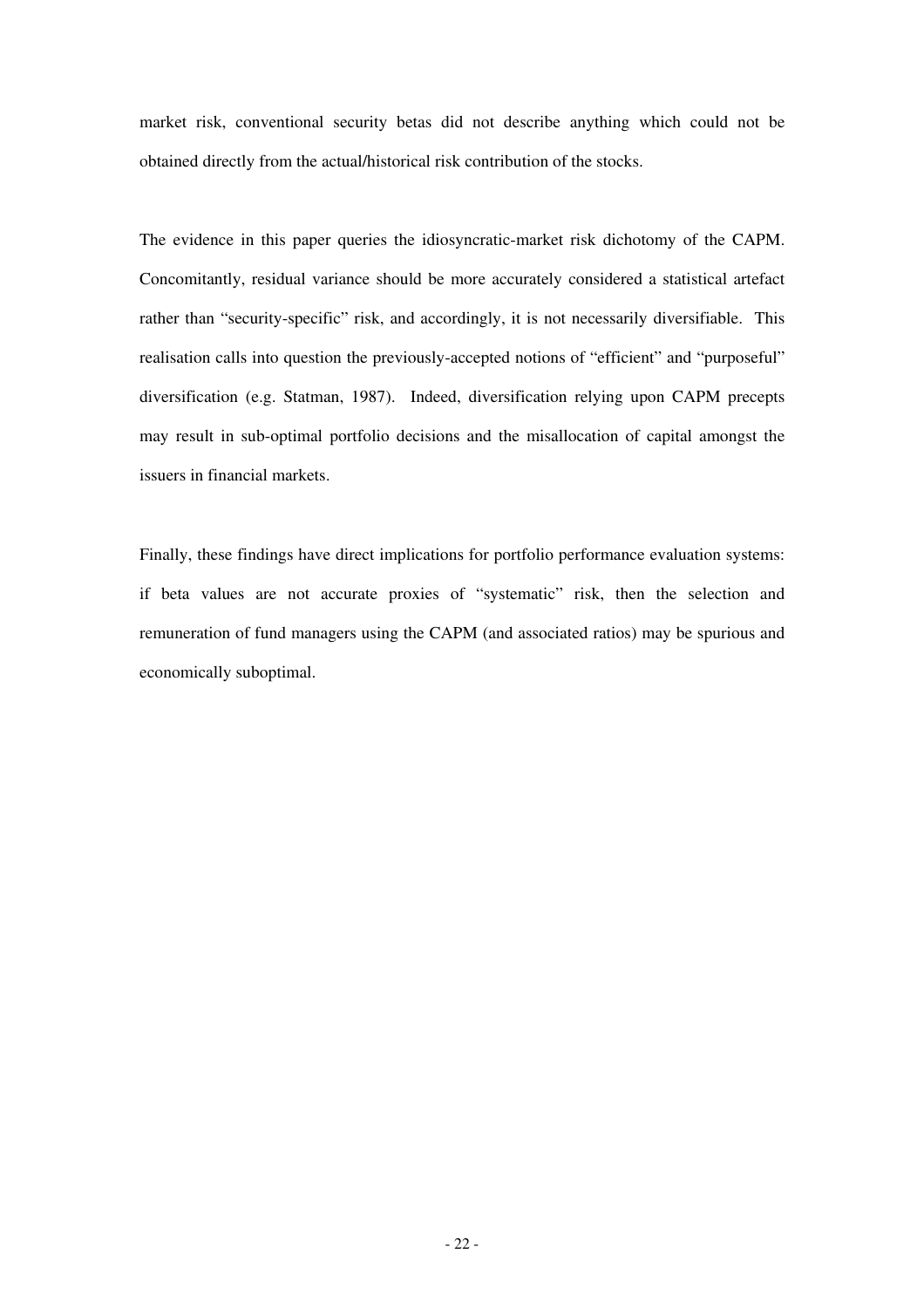market risk, conventional security betas did not describe anything which could not be obtained directly from the actual/historical risk contribution of the stocks.

The evidence in this paper queries the idiosyncratic-market risk dichotomy of the CAPM. Concomitantly, residual variance should be more accurately considered a statistical artefact rather than "security-specific" risk, and accordingly, it is not necessarily diversifiable. This realisation calls into question the previously-accepted notions of "efficient" and "purposeful" diversification (e.g. Statman, 1987). Indeed, diversification relying upon CAPM precepts may result in sub-optimal portfolio decisions and the misallocation of capital amongst the issuers in financial markets.

Finally, these findings have direct implications for portfolio performance evaluation systems: if beta values are not accurate proxies of "systematic" risk, then the selection and remuneration of fund managers using the CAPM (and associated ratios) may be spurious and economically suboptimal.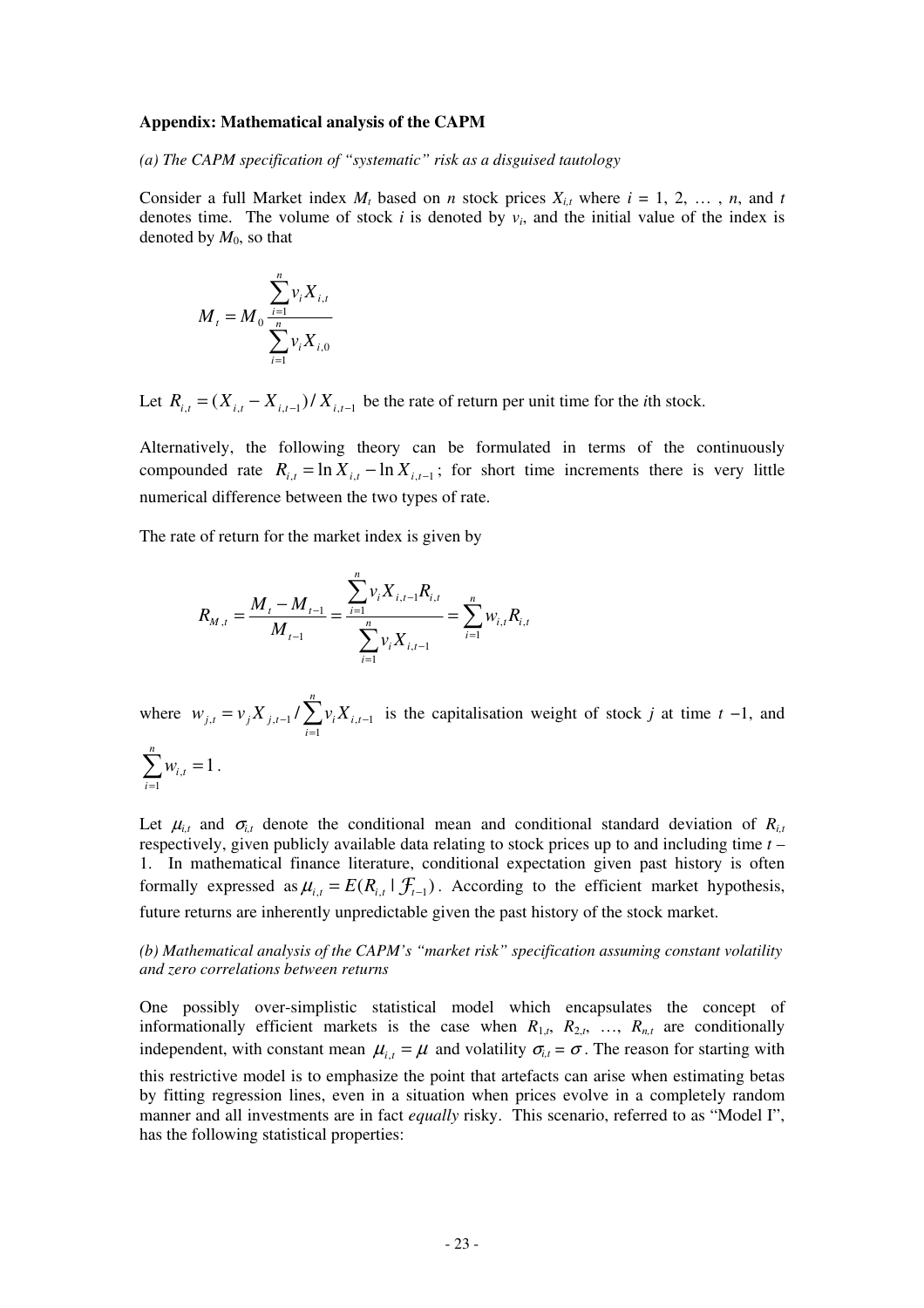**Appendix: Mathematical analysis of the CAPM**

*(a) The CAPM specification of "systematic" risk as a disguised tautology*

Consider a full Market index $M_t$ based on $n$ stock prices $X_{i,t}$ where $i$ = 1, 2, … , $n$, and $t$ denotes time. The volume of stock $i$ is denoted by $v_i$, and the initial value of the index is denoted by $M_0$, so that

$$M_t = M_0 \frac{\sum_{i=1}^{n} v_i X_{i,t}}{\sum_{i=1}^{n} v_i X_{i,0}}$$

Let $R_{i,t} = (X_{i,t} - X_{i,t-1}) / X_{i,t-1}$ be the rate of return per unit time for the $i$th stock.

Alternatively, the following theory can be formulated in terms of the continuously compounded rate $R_{i,t} = \ln X_{i,t} - \ln X_{i,t-1}$; for short time increments there is very little numerical difference between the two types of rate.

The rate of return for the market index is given by

$$R_{M,t} = \frac{M_t - M_{t-1}}{M_{t-1}} = \frac{\sum_{i=1}^{n} v_i X_{i,t-1} R_{i,t}}{\sum_{i=1}^{n} v_i X_{i,t-1}} = \sum_{i=1}^{n} w_{i,t} R_{i,t}$$

where $w_{j,t} = v_j X_{j,t-1} / \sum_{i=1}^{n} v_i X_{i,t-1}$ is the capitalisation weight of stock $j$ at time $t$ −1, and $\sum_{i=1}^{n} w_{i,t} = 1$.

Let $\mu_{i,t}$ and $\sigma_{i,t}$ denote the conditional mean and conditional standard deviation of $R_{i,t}$ respectively, given publicly available data relating to stock prices up to and including time $t$ – 1. In mathematical finance literature, conditional expectation given past history is often formally expressed as $\mu_{i,t} = E(R_{i,t} \mid \mathcal{F}_{t-1})$. According to the efficient market hypothesis, future returns are inherently unpredictable given the past history of the stock market.

*(b) Mathematical analysis of the CAPM's "market risk" specification assuming constant volatility and zero correlations between returns*

One possibly over-simplistic statistical model which encapsulates the concept of informationally efficient markets is the case when $R_{1,t}$, $R_{2,t}$, …, $R_{n,t}$ are conditionally independent, with constant mean $\mu_{i,t} = \mu$ and volatility $\sigma_{i,t} = \sigma$. The reason for starting with this restrictive model is to emphasize the point that artefacts can arise when estimating betas by fitting regression lines, even in a situation when prices evolve in a completely random manner and all investments are in fact *equally* risky. This scenario, referred to as "Model I", has the following statistical properties: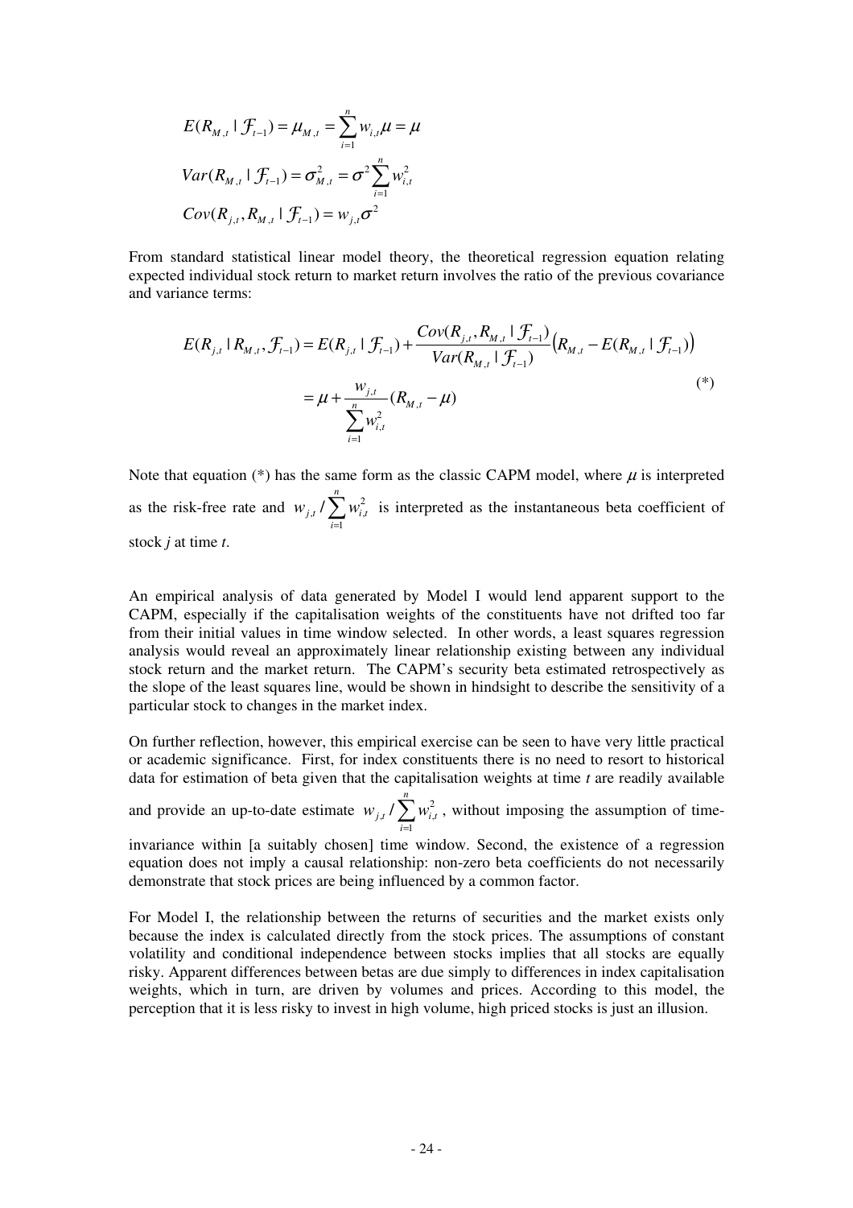$$E(R_{M,t} \mid \mathcal{F}_{t-1}) = \mu_{M,t} = \sum_{i=1}^{n} w_{i,t}\mu = \mu$$

$$Var(R_{M,t} \mid \mathcal{F}_{t-1}) = \sigma_{M,t}^2 = \sigma^2 \sum_{i=1}^{n} w_{i,t}^2$$

$$Cov(R_{j,t}, R_{M,t} \mid \mathcal{F}_{t-1}) = w_{j,t}\sigma^2$$

From standard statistical linear model theory, the theoretical regression equation relating expected individual stock return to market return involves the ratio of the previous covariance and variance terms:

$$\begin{aligned} E(R_{j,t} \mid R_{M,t}, \mathcal{F}_{t-1}) &= E(R_{j,t} \mid \mathcal{F}_{t-1}) + \frac{Cov(R_{j,t}, R_{M,t} \mid \mathcal{F}_{t-1})}{Var(R_{M,t} \mid \mathcal{F}_{t-1})}\left(R_{M,t} - E(R_{M,t} \mid \mathcal{F}_{t-1})\right) \\ &= \mu + \frac{w_{j,t}}{\sum_{i=1}^{n} w_{i,t}^2}(R_{M,t} - \mu) \end{aligned} \qquad (*)$$

Note that equation (*) has the same form as the classic CAPM model, where $\mu$ is interpreted as the risk-free rate and $w_{j,t} / \sum_{i=1}^{n} w_{i,t}^2$ is interpreted as the instantaneous beta coefficient of stock $j$ at time $t$.

An empirical analysis of data generated by Model I would lend apparent support to the CAPM, especially if the capitalisation weights of the constituents have not drifted too far from their initial values in time window selected. In other words, a least squares regression analysis would reveal an approximately linear relationship existing between any individual stock return and the market return. The CAPM's security beta estimated retrospectively as the slope of the least squares line, would be shown in hindsight to describe the sensitivity of a particular stock to changes in the market index.

On further reflection, however, this empirical exercise can be seen to have very little practical or academic significance. First, for index constituents there is no need to resort to historical data for estimation of beta given that the capitalisation weights at time $t$ are readily available and provide an up-to-date estimate $w_{j,t} / \sum_{i=1}^{n} w_{i,t}^2$, without imposing the assumption of time-invariance within [a suitably chosen] time window. Second, the existence of a regression equation does not imply a causal relationship: non-zero beta coefficients do not necessarily demonstrate that stock prices are being influenced by a common factor.

For Model I, the relationship between the returns of securities and the market exists only because the index is calculated directly from the stock prices. The assumptions of constant volatility and conditional independence between stocks implies that all stocks are equally risky. Apparent differences between betas are due simply to differences in index capitalisation weights, which in turn, are driven by volumes and prices. According to this model, the perception that it is less risky to invest in high volume, high priced stocks is just an illusion.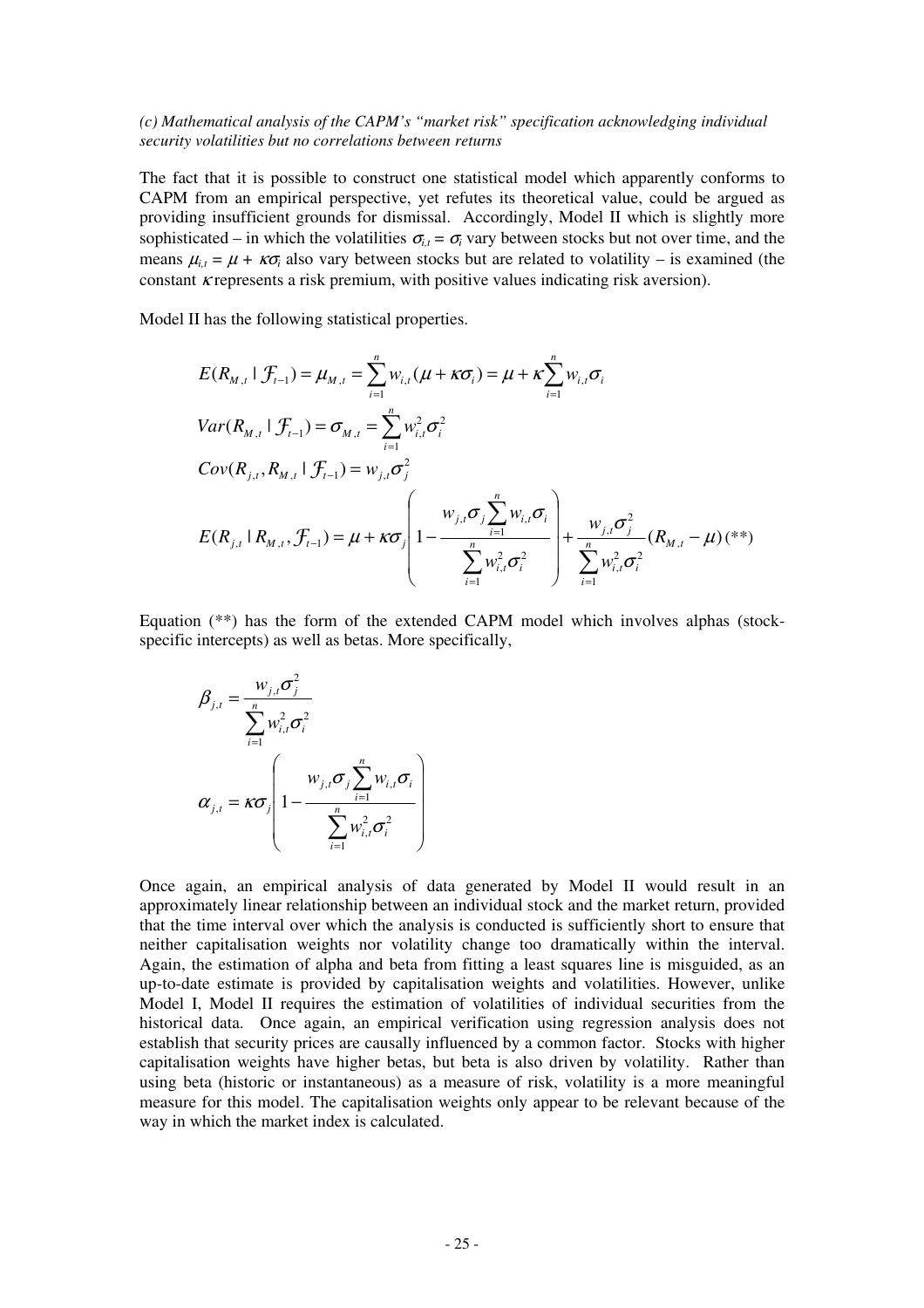*(c) Mathematical analysis of the CAPM's "market risk" specification acknowledging individual security volatilities but no correlations between returns*

The fact that it is possible to construct one statistical model which apparently conforms to CAPM from an empirical perspective, yet refutes its theoretical value, could be argued as providing insufficient grounds for dismissal. Accordingly, Model II which is slightly more sophisticated – in which the volatilities $\sigma_{i,t} = \sigma_i$ vary between stocks but not over time, and the means $\mu_{i,t} = \mu + \kappa\sigma_i$ also vary between stocks but are related to volatility – is examined (the constant $\kappa$ represents a risk premium, with positive values indicating risk aversion).

Model II has the following statistical properties.

$$E(R_{M,t} \mid \mathcal{F}_{t-1}) = \mu_{M,t} = \sum_{i=1}^{n} w_{i,t}(\mu + \kappa\sigma_i) = \mu + \kappa\sum_{i=1}^{n} w_{i,t}\sigma_i$$

$$Var(R_{M,t} \mid \mathcal{F}_{t-1}) = \sigma_{M,t} = \sum_{i=1}^{n} w_{i,t}^2\sigma_i^2$$

$$Cov(R_{j,t}, R_{M,t} \mid \mathcal{F}_{t-1}) = w_{j,t}\sigma_j^2$$

$$E(R_{j,t} \mid R_{M,t}, \mathcal{F}_{t-1}) = \mu + \kappa\sigma_j\left(1 - \frac{w_{j,t}\sigma_j\sum_{i=1}^{n} w_{i,t}\sigma_i}{\sum_{i=1}^{n} w_{i,t}^2\sigma_i^2}\right) + \frac{w_{j,t}\sigma_j^2}{\sum_{i=1}^{n} w_{i,t}^2\sigma_i^2}(R_{M,t} - \mu) \quad (**)$$

Equation (**) has the form of the extended CAPM model which involves alphas (stock-specific intercepts) as well as betas. More specifically,

$$\beta_{j,t} = \frac{w_{j,t}\sigma_j^2}{\sum_{i=1}^{n} w_{i,t}^2\sigma_i^2}$$

$$\alpha_{j,t} = \kappa\sigma_j\left(1 - \frac{w_{j,t}\sigma_j\sum_{i=1}^{n} w_{i,t}\sigma_i}{\sum_{i=1}^{n} w_{i,t}^2\sigma_i^2}\right)$$

Once again, an empirical analysis of data generated by Model II would result in an approximately linear relationship between an individual stock and the market return, provided that the time interval over which the analysis is conducted is sufficiently short to ensure that neither capitalisation weights nor volatility change too dramatically within the interval. Again, the estimation of alpha and beta from fitting a least squares line is misguided, as an up-to-date estimate is provided by capitalisation weights and volatilities. However, unlike Model I, Model II requires the estimation of volatilities of individual securities from the historical data. Once again, an empirical verification using regression analysis does not establish that security prices are causally influenced by a common factor. Stocks with higher capitalisation weights have higher betas, but beta is also driven by volatility. Rather than using beta (historic or instantaneous) as a measure of risk, volatility is a more meaningful measure for this model. The capitalisation weights only appear to be relevant because of the way in which the market index is calculated.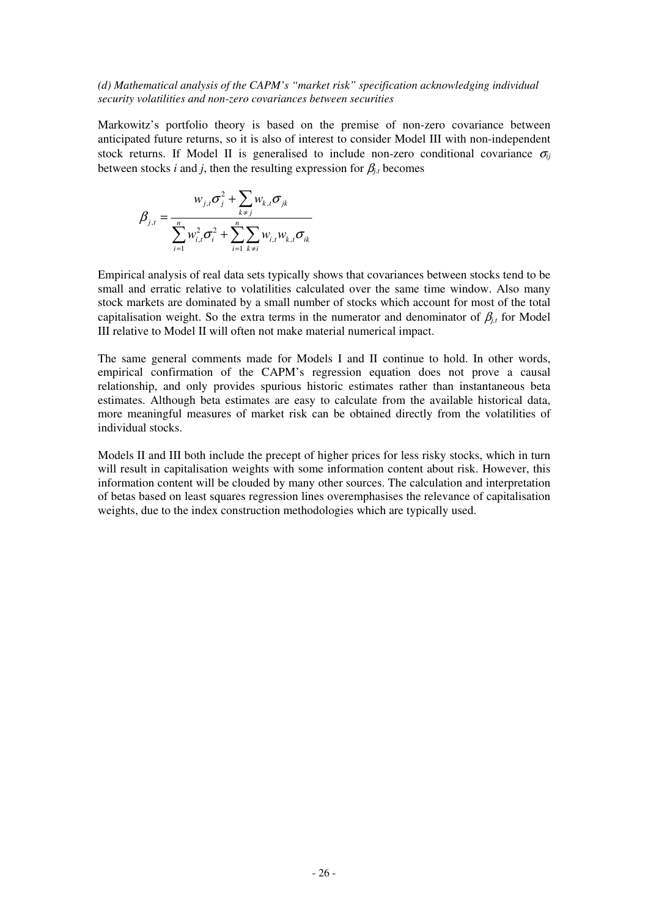*(d) Mathematical analysis of the CAPM's "market risk" specification acknowledging individual security volatilities and non-zero covariances between securities*

Markowitz's portfolio theory is based on the premise of non-zero covariance between anticipated future returns, so it is also of interest to consider Model III with non-independent stock returns. If Model II is generalised to include non-zero conditional covariance $\sigma_{ij}$ between stocks *i* and *j*, then the resulting expression for $\beta_{j,t}$ becomes

$$\beta_{j,t} = \frac{w_{j,t}\sigma_j^2 + \sum_{k \neq j} w_{k,t}\sigma_{jk}}{\sum_{i=1}^{n} w_{i,t}^2 \sigma_i^2 + \sum_{i=1}^{n} \sum_{k \neq i} w_{i,t} w_{k,t} \sigma_{ik}}$$

Empirical analysis of real data sets typically shows that covariances between stocks tend to be small and erratic relative to volatilities calculated over the same time window. Also many stock markets are dominated by a small number of stocks which account for most of the total capitalisation weight. So the extra terms in the numerator and denominator of $\beta_{j,t}$ for Model III relative to Model II will often not make material numerical impact.

The same general comments made for Models I and II continue to hold. In other words, empirical confirmation of the CAPM's regression equation does not prove a causal relationship, and only provides spurious historic estimates rather than instantaneous beta estimates. Although beta estimates are easy to calculate from the available historical data, more meaningful measures of market risk can be obtained directly from the volatilities of individual stocks.

Models II and III both include the precept of higher prices for less risky stocks, which in turn will result in capitalisation weights with some information content about risk. However, this information content will be clouded by many other sources. The calculation and interpretation of betas based on least squares regression lines overemphasises the relevance of capitalisation weights, due to the index construction methodologies which are typically used.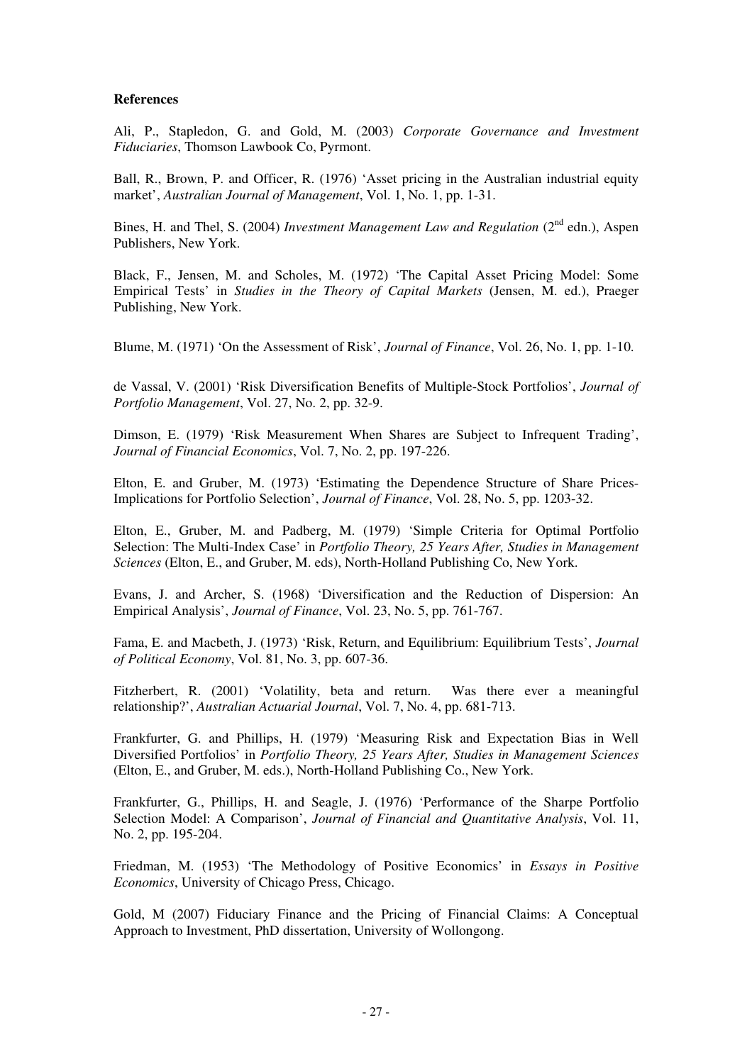**References**

Ali, P., Stapledon, G. and Gold, M. (2003) *Corporate Governance and Investment Fiduciaries*, Thomson Lawbook Co, Pyrmont.

Ball, R., Brown, P. and Officer, R. (1976) 'Asset pricing in the Australian industrial equity market', *Australian Journal of Management*, Vol. 1, No. 1, pp. 1-31.

Bines, H. and Thel, S. (2004) *Investment Management Law and Regulation* (2nd edn.), Aspen Publishers, New York.

Black, F., Jensen, M. and Scholes, M. (1972) 'The Capital Asset Pricing Model: Some Empirical Tests' in *Studies in the Theory of Capital Markets* (Jensen, M. ed.), Praeger Publishing, New York.

Blume, M. (1971) 'On the Assessment of Risk', *Journal of Finance*, Vol. 26, No. 1, pp. 1-10.

de Vassal, V. (2001) 'Risk Diversification Benefits of Multiple-Stock Portfolios', *Journal of Portfolio Management*, Vol. 27, No. 2, pp. 32-9.

Dimson, E. (1979) 'Risk Measurement When Shares are Subject to Infrequent Trading', *Journal of Financial Economics*, Vol. 7, No. 2, pp. 197-226.

Elton, E. and Gruber, M. (1973) 'Estimating the Dependence Structure of Share Prices-Implications for Portfolio Selection', *Journal of Finance*, Vol. 28, No. 5, pp. 1203-32.

Elton, E., Gruber, M. and Padberg, M. (1979) 'Simple Criteria for Optimal Portfolio Selection: The Multi-Index Case' in *Portfolio Theory, 25 Years After, Studies in Management Sciences* (Elton, E., and Gruber, M. eds), North-Holland Publishing Co, New York.

Evans, J. and Archer, S. (1968) 'Diversification and the Reduction of Dispersion: An Empirical Analysis', *Journal of Finance*, Vol. 23, No. 5, pp. 761-767.

Fama, E. and Macbeth, J. (1973) 'Risk, Return, and Equilibrium: Equilibrium Tests', *Journal of Political Economy*, Vol. 81, No. 3, pp. 607-36.

Fitzherbert, R. (2001) 'Volatility, beta and return. Was there ever a meaningful relationship?', *Australian Actuarial Journal*, Vol. 7, No. 4, pp. 681-713.

Frankfurter, G. and Phillips, H. (1979) 'Measuring Risk and Expectation Bias in Well Diversified Portfolios' in *Portfolio Theory, 25 Years After, Studies in Management Sciences* (Elton, E., and Gruber, M. eds.), North-Holland Publishing Co., New York.

Frankfurter, G., Phillips, H. and Seagle, J. (1976) 'Performance of the Sharpe Portfolio Selection Model: A Comparison', *Journal of Financial and Quantitative Analysis*, Vol. 11, No. 2, pp. 195-204.

Friedman, M. (1953) 'The Methodology of Positive Economics' in *Essays in Positive Economics*, University of Chicago Press, Chicago.

Gold, M (2007) Fiduciary Finance and the Pricing of Financial Claims: A Conceptual Approach to Investment, PhD dissertation, University of Wollongong.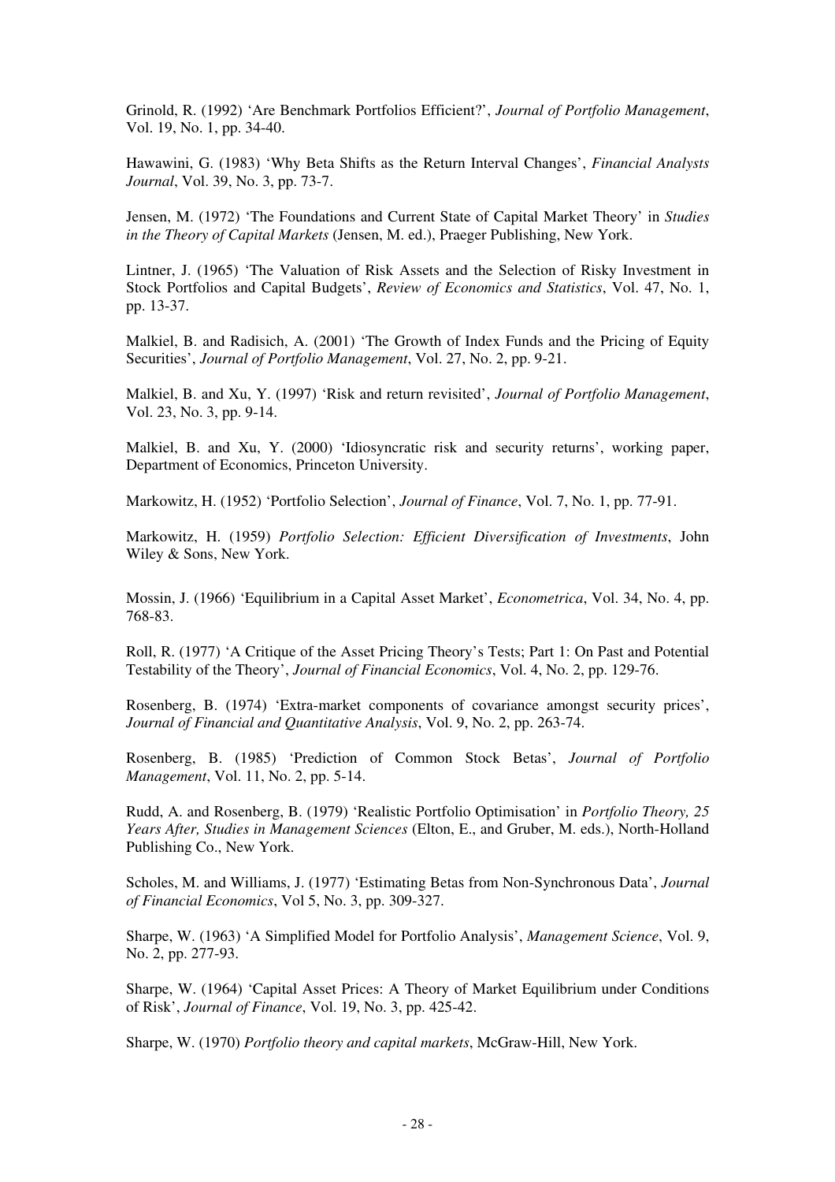Grinold, R. (1992) 'Are Benchmark Portfolios Efficient?', *Journal of Portfolio Management*, Vol. 19, No. 1, pp. 34-40.

Hawawini, G. (1983) 'Why Beta Shifts as the Return Interval Changes', *Financial Analysts Journal*, Vol. 39, No. 3, pp. 73-7.

Jensen, M. (1972) 'The Foundations and Current State of Capital Market Theory' in *Studies in the Theory of Capital Markets* (Jensen, M. ed.), Praeger Publishing, New York.

Lintner, J. (1965) 'The Valuation of Risk Assets and the Selection of Risky Investment in Stock Portfolios and Capital Budgets', *Review of Economics and Statistics*, Vol. 47, No. 1, pp. 13-37.

Malkiel, B. and Radisich, A. (2001) 'The Growth of Index Funds and the Pricing of Equity Securities', *Journal of Portfolio Management*, Vol. 27, No. 2, pp. 9-21.

Malkiel, B. and Xu, Y. (1997) 'Risk and return revisited', *Journal of Portfolio Management*, Vol. 23, No. 3, pp. 9-14.

Malkiel, B. and Xu, Y. (2000) 'Idiosyncratic risk and security returns', working paper, Department of Economics, Princeton University.

Markowitz, H. (1952) 'Portfolio Selection', *Journal of Finance*, Vol. 7, No. 1, pp. 77-91.

Markowitz, H. (1959) *Portfolio Selection: Efficient Diversification of Investments*, John Wiley & Sons, New York.

Mossin, J. (1966) 'Equilibrium in a Capital Asset Market', *Econometrica*, Vol. 34, No. 4, pp. 768-83.

Roll, R. (1977) 'A Critique of the Asset Pricing Theory's Tests; Part 1: On Past and Potential Testability of the Theory', *Journal of Financial Economics*, Vol. 4, No. 2, pp. 129-76.

Rosenberg, B. (1974) 'Extra-market components of covariance amongst security prices', *Journal of Financial and Quantitative Analysis*, Vol. 9, No. 2, pp. 263-74.

Rosenberg, B. (1985) 'Prediction of Common Stock Betas', *Journal of Portfolio Management*, Vol. 11, No. 2, pp. 5-14.

Rudd, A. and Rosenberg, B. (1979) 'Realistic Portfolio Optimisation' in *Portfolio Theory, 25 Years After, Studies in Management Sciences* (Elton, E., and Gruber, M. eds.), North-Holland Publishing Co., New York.

Scholes, M. and Williams, J. (1977) 'Estimating Betas from Non-Synchronous Data', *Journal of Financial Economics*, Vol 5, No. 3, pp. 309-327.

Sharpe, W. (1963) 'A Simplified Model for Portfolio Analysis', *Management Science*, Vol. 9, No. 2, pp. 277-93.

Sharpe, W. (1964) 'Capital Asset Prices: A Theory of Market Equilibrium under Conditions of Risk', *Journal of Finance*, Vol. 19, No. 3, pp. 425-42.

Sharpe, W. (1970) *Portfolio theory and capital markets*, McGraw-Hill, New York.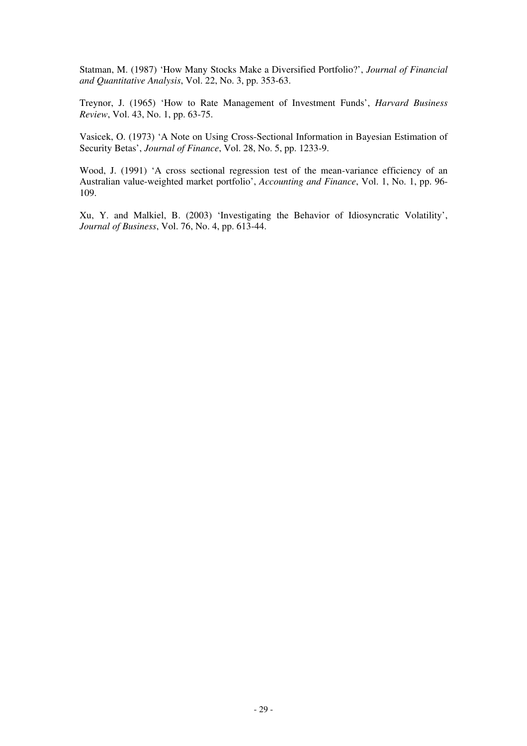Statman, M. (1987) 'How Many Stocks Make a Diversified Portfolio?', *Journal of Financial and Quantitative Analysis*, Vol. 22, No. 3, pp. 353-63.

Treynor, J. (1965) 'How to Rate Management of Investment Funds', *Harvard Business Review*, Vol. 43, No. 1, pp. 63-75.

Vasicek, O. (1973) 'A Note on Using Cross-Sectional Information in Bayesian Estimation of Security Betas', *Journal of Finance*, Vol. 28, No. 5, pp. 1233-9.

Wood, J. (1991) 'A cross sectional regression test of the mean-variance efficiency of an Australian value-weighted market portfolio', *Accounting and Finance*, Vol. 1, No. 1, pp. 96-109.

Xu, Y. and Malkiel, B. (2003) 'Investigating the Behavior of Idiosyncratic Volatility', *Journal of Business*, Vol. 76, No. 4, pp. 613-44.